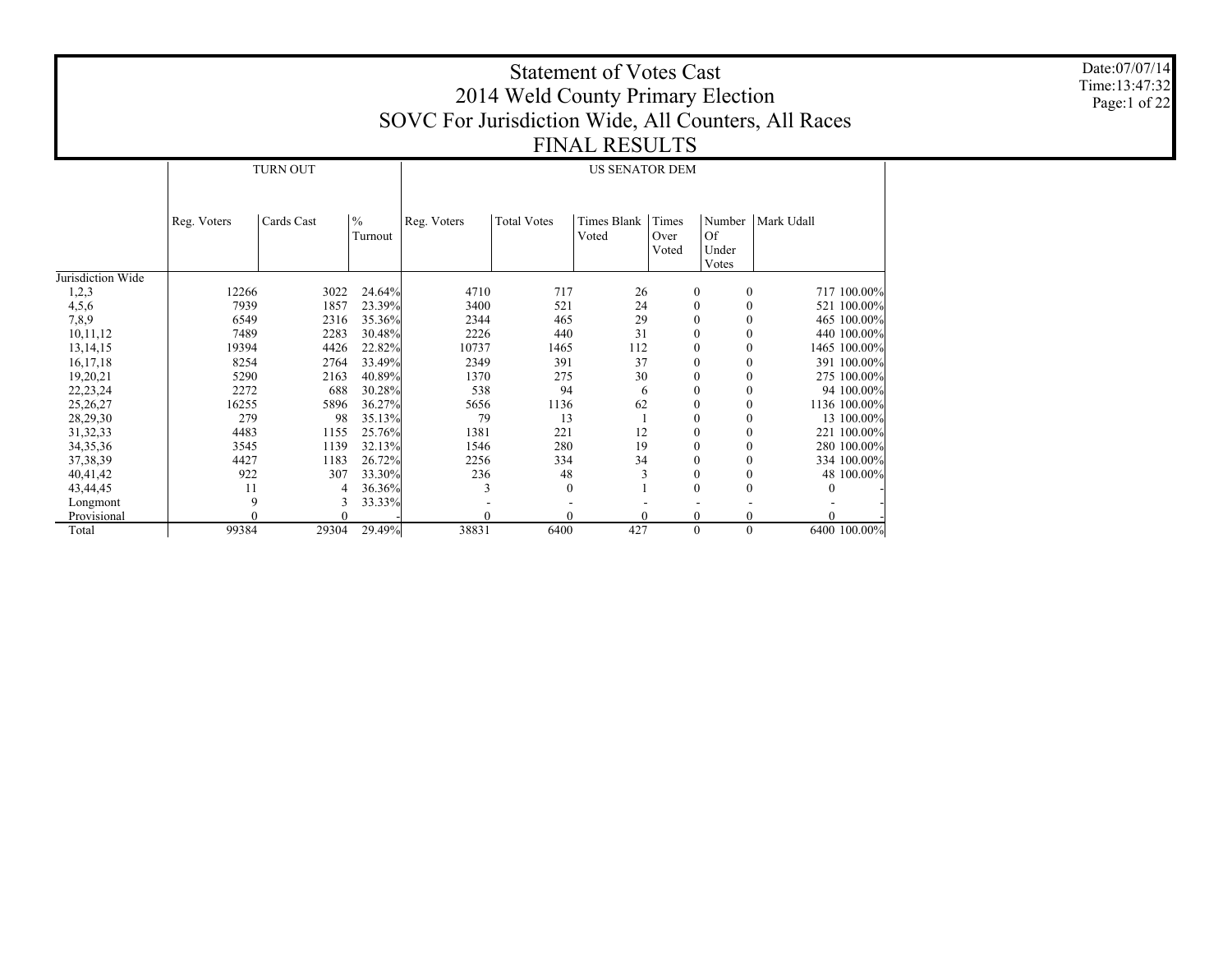# Statement of Votes Cast
## 2014 Weld County Primary Election
## SOVC For Jurisdiction Wide, All Counters, All Races
## FINAL RESULTS

Date:07/07/14
Time:13:47:32

| | TURN OUT | | | US SENATOR DEM | | | | | | |
|---|---|---|---|---|---|---|---|---|---|---|
| | Reg. Voters | Cards Cast | % Turnout | Reg. Voters | Total Votes | Times Blank Voted | Times Over Voted | Number Of Under Votes | Mark Udall | |
| Jurisdiction Wide | | | | | | | | | | |
| 1,2,3 | 12266 | 3022 | 24.64% | 4710 | 717 | 26 | 0 | 0 | 717 | 100.00% |
| 4,5,6 | 7939 | 1857 | 23.39% | 3400 | 521 | 24 | 0 | 0 | 521 | 100.00% |
| 7,8,9 | 6549 | 2316 | 35.36% | 2344 | 465 | 29 | 0 | 0 | 465 | 100.00% |
| 10,11,12 | 7489 | 2283 | 30.48% | 2226 | 440 | 31 | 0 | 0 | 440 | 100.00% |
| 13,14,15 | 19394 | 4426 | 22.82% | 10737 | 1465 | 112 | 0 | 0 | 1465 | 100.00% |
| 16,17,18 | 8254 | 2764 | 33.49% | 2349 | 391 | 37 | 0 | 0 | 391 | 100.00% |
| 19,20,21 | 5290 | 2163 | 40.89% | 1370 | 275 | 30 | 0 | 0 | 275 | 100.00% |
| 22,23,24 | 2272 | 688 | 30.28% | 538 | 94 | 6 | 0 | 0 | 94 | 100.00% |
| 25,26,27 | 16255 | 5896 | 36.27% | 5656 | 1136 | 62 | 0 | 0 | 1136 | 100.00% |
| 28,29,30 | 279 | 98 | 35.13% | 79 | 13 | 1 | 0 | 0 | 13 | 100.00% |
| 31,32,33 | 4483 | 1155 | 25.76% | 1381 | 221 | 12 | 0 | 0 | 221 | 100.00% |
| 34,35,36 | 3545 | 1139 | 32.13% | 1546 | 280 | 19 | 0 | 0 | 280 | 100.00% |
| 37,38,39 | 4427 | 1183 | 26.72% | 2256 | 334 | 34 | 0 | 0 | 334 | 100.00% |
| 40,41,42 | 922 | 307 | 33.30% | 236 | 48 | 3 | 0 | 0 | 48 | 100.00% |
| 43,44,45 | 11 | 4 | 36.36% | 3 | 0 | 1 | 0 | 0 | 0 | - |
| Longmont | 9 | 3 | 33.33% | - | - | - | - | - | - | - |
| Provisional | 0 | 0 | - | 0 | 0 | 0 | 0 | 0 | 0 | - |
| Total | 99384 | 29304 | 29.49% | 38831 | 6400 | 427 | 0 | 0 | 6400 | 100.00% |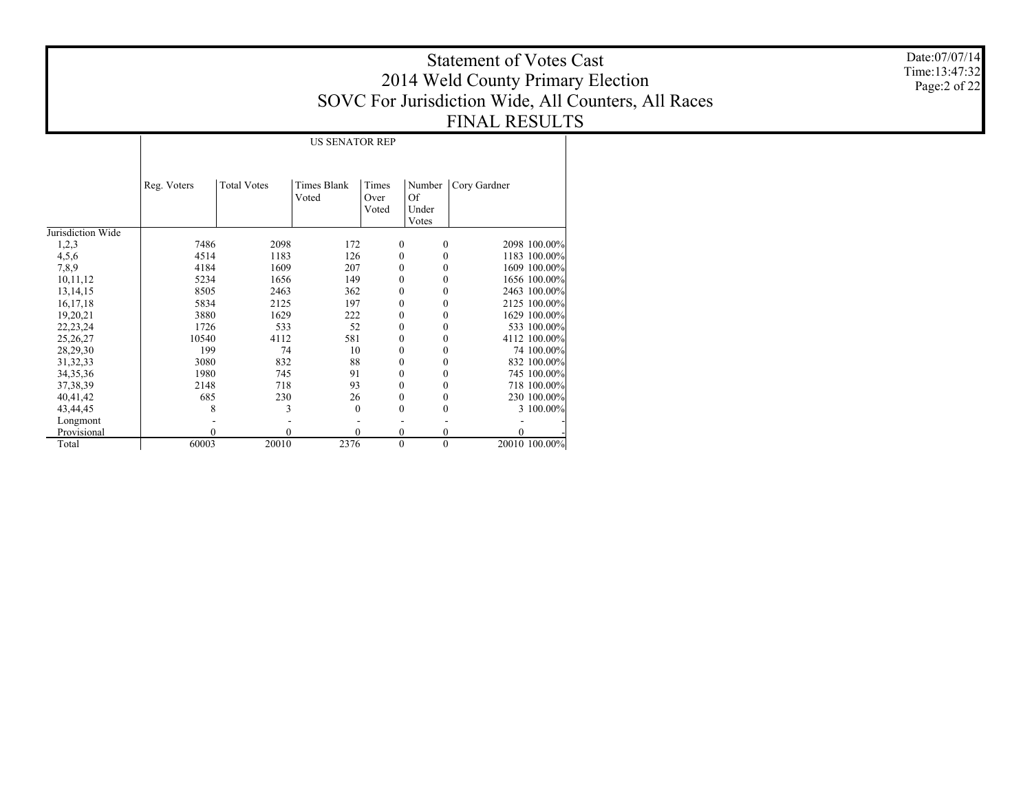# Statement of Votes Cast
## 2014 Weld County Primary Election
## SOVC For Jurisdiction Wide, All Counters, All Races
## FINAL RESULTS

Date:07/07/14
Time:13:47:32

| | US SENATOR REP | | | | | | |
|---|---|---|---|---|---|---|---|
| | Reg. Voters | Total Votes | Times Blank Voted | Times Over Voted | Number Of Under Votes | Cory Gardner | |
| Jurisdiction Wide | | | | | | | |
| 1,2,3 | 7486 | 2098 | 172 | 0 | 0 | 2098 | 100.00% |
| 4,5,6 | 4514 | 1183 | 126 | 0 | 0 | 1183 | 100.00% |
| 7,8,9 | 4184 | 1609 | 207 | 0 | 0 | 1609 | 100.00% |
| 10,11,12 | 5234 | 1656 | 149 | 0 | 0 | 1656 | 100.00% |
| 13,14,15 | 8505 | 2463 | 362 | 0 | 0 | 2463 | 100.00% |
| 16,17,18 | 5834 | 2125 | 197 | 0 | 0 | 2125 | 100.00% |
| 19,20,21 | 3880 | 1629 | 222 | 0 | 0 | 1629 | 100.00% |
| 22,23,24 | 1726 | 533 | 52 | 0 | 0 | 533 | 100.00% |
| 25,26,27 | 10540 | 4112 | 581 | 0 | 0 | 4112 | 100.00% |
| 28,29,30 | 199 | 74 | 10 | 0 | 0 | 74 | 100.00% |
| 31,32,33 | 3080 | 832 | 88 | 0 | 0 | 832 | 100.00% |
| 34,35,36 | 1980 | 745 | 91 | 0 | 0 | 745 | 100.00% |
| 37,38,39 | 2148 | 718 | 93 | 0 | 0 | 718 | 100.00% |
| 40,41,42 | 685 | 230 | 26 | 0 | 0 | 230 | 100.00% |
| 43,44,45 | 8 | 3 | 0 | 0 | 0 | 3 | 100.00% |
| Longmont | - | - | - | - | - | - | - |
| Provisional | 0 | 0 | 0 | 0 | 0 | 0 | - |
| Total | 60003 | 20010 | 2376 | 0 | 0 | 20010 | 100.00% |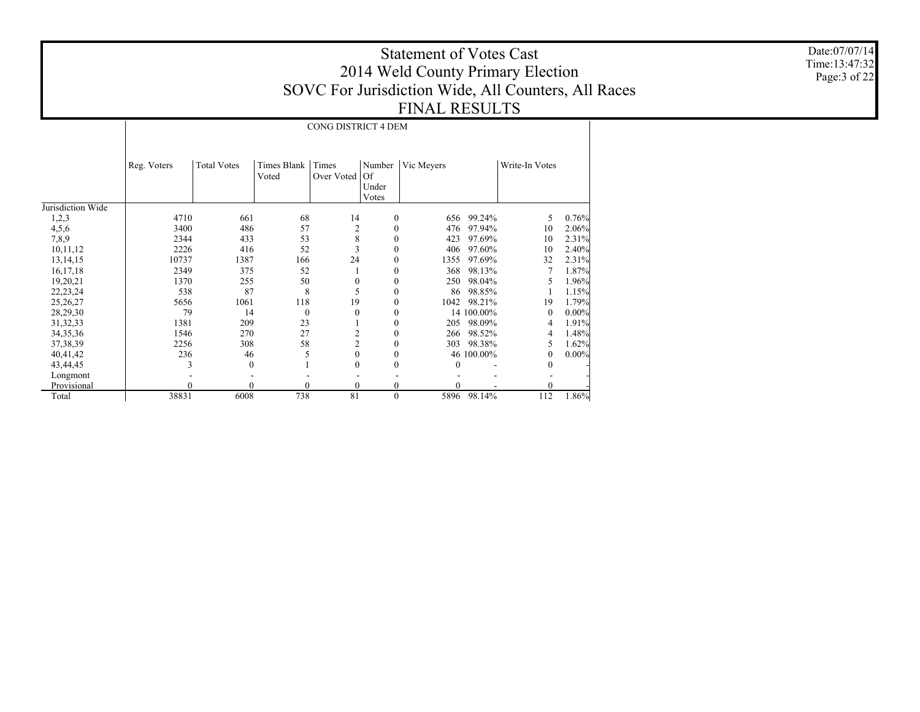# Statement of Votes Cast
## 2014 Weld County Primary Election
## SOVC For Jurisdiction Wide, All Counters, All Races
## FINAL RESULTS

Date:07/07/14
Time:13:47:32

| | CONG DISTRICT 4 DEM | | | | | | | | |
|---|---|---|---|---|---|---|---|---|---|
| | Reg. Voters | Total Votes | Times Blank Voted | Times Over Voted | Number Of Under Votes | Vic Meyers | | Write-In Votes | |
| Jurisdiction Wide | | | | | | | | | |
| 1,2,3 | 4710 | 661 | 68 | 14 | 0 | 656 | 99.24% | 5 | 0.76% |
| 4,5,6 | 3400 | 486 | 57 | 2 | 0 | 476 | 97.94% | 10 | 2.06% |
| 7,8,9 | 2344 | 433 | 53 | 8 | 0 | 423 | 97.69% | 10 | 2.31% |
| 10,11,12 | 2226 | 416 | 52 | 3 | 0 | 406 | 97.60% | 10 | 2.40% |
| 13,14,15 | 10737 | 1387 | 166 | 24 | 0 | 1355 | 97.69% | 32 | 2.31% |
| 16,17,18 | 2349 | 375 | 52 | 1 | 0 | 368 | 98.13% | 7 | 1.87% |
| 19,20,21 | 1370 | 255 | 50 | 0 | 0 | 250 | 98.04% | 5 | 1.96% |
| 22,23,24 | 538 | 87 | 8 | 5 | 0 | 86 | 98.85% | 1 | 1.15% |
| 25,26,27 | 5656 | 1061 | 118 | 19 | 0 | 1042 | 98.21% | 19 | 1.79% |
| 28,29,30 | 79 | 14 | 0 | 0 | 0 | 14 | 100.00% | 0 | 0.00% |
| 31,32,33 | 1381 | 209 | 23 | 1 | 0 | 205 | 98.09% | 4 | 1.91% |
| 34,35,36 | 1546 | 270 | 27 | 2 | 0 | 266 | 98.52% | 4 | 1.48% |
| 37,38,39 | 2256 | 308 | 58 | 2 | 0 | 303 | 98.38% | 5 | 1.62% |
| 40,41,42 | 236 | 46 | 5 | 0 | 0 | 46 | 100.00% | 0 | 0.00% |
| 43,44,45 | 3 | 0 | 1 | 0 | 0 | 0 | - | 0 | - |
| Longmont | - | - | - | - | - | - | - | - | - |
| Provisional | 0 | 0 | 0 | 0 | 0 | 0 | - | 0 | - |
| Total | 38831 | 6008 | 738 | 81 | 0 | 5896 | 98.14% | 112 | 1.86% |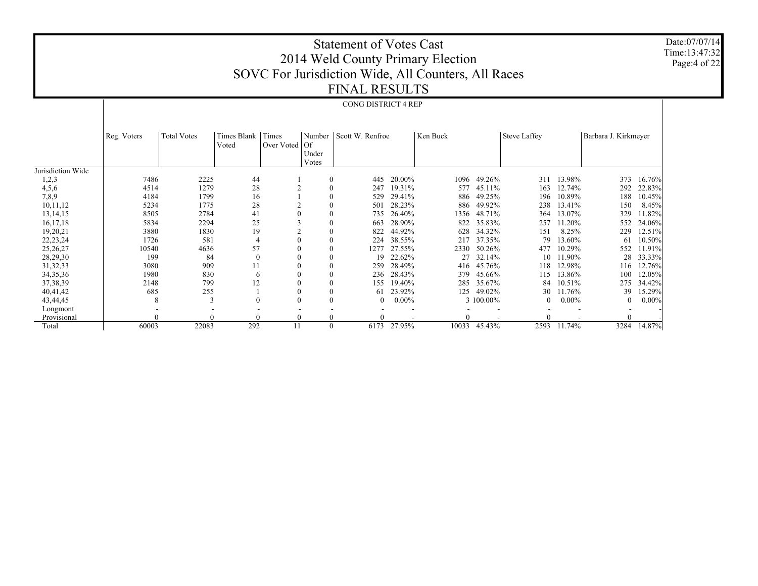# Statement of Votes Cast
# 2014 Weld County Primary Election
# SOVC For Jurisdiction Wide, All Counters, All Races
# FINAL RESULTS

Date:07/07/14
Time:13:47:32

## CONG DISTRICT 4 REP

| | Reg. Voters | Total Votes | Times Blank Voted | Times Over Voted | Number Of Under Votes | Scott W. Renfroe | | Ken Buck | | Steve Laffey | | Barbara J. Kirkmeyer | |
|---|---|---|---|---|---|---|---|---|---|---|---|---|---|
| Jurisdiction Wide | | | | | | | | | | | | | |
| 1,2,3 | 7486 | 2225 | 44 | 1 | 0 | 445 | 20.00% | 1096 | 49.26% | 311 | 13.98% | 373 | 16.76% |
| 4,5,6 | 4514 | 1279 | 28 | 2 | 0 | 247 | 19.31% | 577 | 45.11% | 163 | 12.74% | 292 | 22.83% |
| 7,8,9 | 4184 | 1799 | 16 | 1 | 0 | 529 | 29.41% | 886 | 49.25% | 196 | 10.89% | 188 | 10.45% |
| 10,11,12 | 5234 | 1775 | 28 | 2 | 0 | 501 | 28.23% | 886 | 49.92% | 238 | 13.41% | 150 | 8.45% |
| 13,14,15 | 8505 | 2784 | 41 | 0 | 0 | 735 | 26.40% | 1356 | 48.71% | 364 | 13.07% | 329 | 11.82% |
| 16,17,18 | 5834 | 2294 | 25 | 3 | 0 | 663 | 28.90% | 822 | 35.83% | 257 | 11.20% | 552 | 24.06% |
| 19,20,21 | 3880 | 1830 | 19 | 2 | 0 | 822 | 44.92% | 628 | 34.32% | 151 | 8.25% | 229 | 12.51% |
| 22,23,24 | 1726 | 581 | 4 | 0 | 0 | 224 | 38.55% | 217 | 37.35% | 79 | 13.60% | 61 | 10.50% |
| 25,26,27 | 10540 | 4636 | 57 | 0 | 0 | 1277 | 27.55% | 2330 | 50.26% | 477 | 10.29% | 552 | 11.91% |
| 28,29,30 | 199 | 84 | 0 | 0 | 0 | 19 | 22.62% | 27 | 32.14% | 10 | 11.90% | 28 | 33.33% |
| 31,32,33 | 3080 | 909 | 11 | 0 | 0 | 259 | 28.49% | 416 | 45.76% | 118 | 12.98% | 116 | 12.76% |
| 34,35,36 | 1980 | 830 | 6 | 0 | 0 | 236 | 28.43% | 379 | 45.66% | 115 | 13.86% | 100 | 12.05% |
| 37,38,39 | 2148 | 799 | 12 | 0 | 0 | 155 | 19.40% | 285 | 35.67% | 84 | 10.51% | 275 | 34.42% |
| 40,41,42 | 685 | 255 | 1 | 0 | 0 | 61 | 23.92% | 125 | 49.02% | 30 | 11.76% | 39 | 15.29% |
| 43,44,45 | 8 | 3 | 0 | 0 | 0 | 0 | 0.00% | 3 | 100.00% | 0 | 0.00% | 0 | 0.00% |
| Longmont | - | - | - | - | - | - | - | - | - | - | - | - | - |
| Provisional | 0 | 0 | 0 | 0 | 0 | 0 | - | 0 | - | 0 | - | 0 | - |
| Total | 60003 | 22083 | 292 | 11 | 0 | 6173 | 27.95% | 10033 | 45.43% | 2593 | 11.74% | 3284 | 14.87% |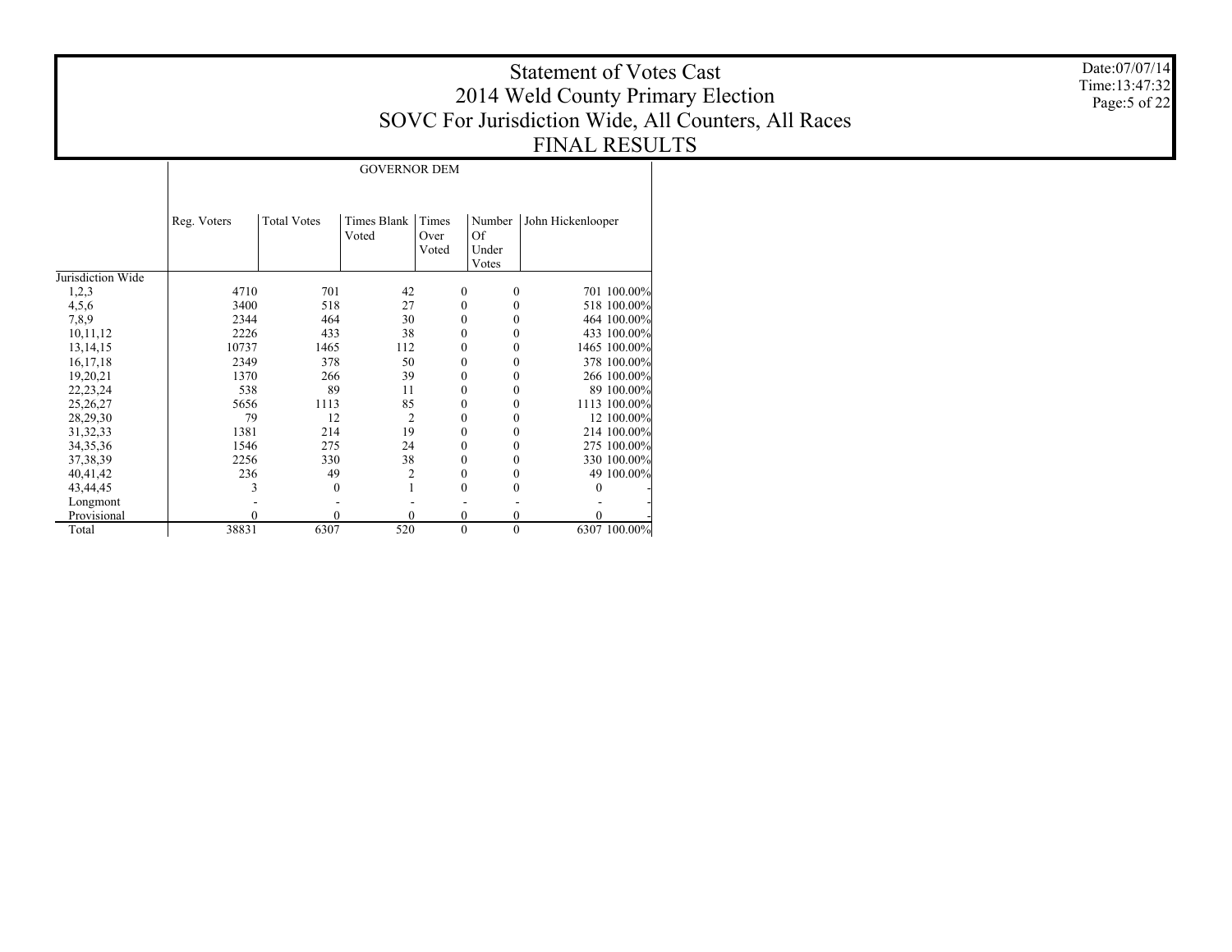# Statement of Votes Cast
## 2014 Weld County Primary Election
## SOVC For Jurisdiction Wide, All Counters, All Races
## FINAL RESULTS

Date:07/07/14
Time:13:47:32

| | GOVERNOR DEM | | | | | | |
|---|---|---|---|---|---|---|---|
| | Reg. Voters | Total Votes | Times Blank Voted | Times Over Voted | Number Of Under Votes | John Hickenlooper | |
| Jurisdiction Wide | | | | | | | |
| 1,2,3 | 4710 | 701 | 42 | 0 | 0 | 701 | 100.00% |
| 4,5,6 | 3400 | 518 | 27 | 0 | 0 | 518 | 100.00% |
| 7,8,9 | 2344 | 464 | 30 | 0 | 0 | 464 | 100.00% |
| 10,11,12 | 2226 | 433 | 38 | 0 | 0 | 433 | 100.00% |
| 13,14,15 | 10737 | 1465 | 112 | 0 | 0 | 1465 | 100.00% |
| 16,17,18 | 2349 | 378 | 50 | 0 | 0 | 378 | 100.00% |
| 19,20,21 | 1370 | 266 | 39 | 0 | 0 | 266 | 100.00% |
| 22,23,24 | 538 | 89 | 11 | 0 | 0 | 89 | 100.00% |
| 25,26,27 | 5656 | 1113 | 85 | 0 | 0 | 1113 | 100.00% |
| 28,29,30 | 79 | 12 | 2 | 0 | 0 | 12 | 100.00% |
| 31,32,33 | 1381 | 214 | 19 | 0 | 0 | 214 | 100.00% |
| 34,35,36 | 1546 | 275 | 24 | 0 | 0 | 275 | 100.00% |
| 37,38,39 | 2256 | 330 | 38 | 0 | 0 | 330 | 100.00% |
| 40,41,42 | 236 | 49 | 2 | 0 | 0 | 49 | 100.00% |
| 43,44,45 | 3 | 0 | 1 | 0 | 0 | 0 | - |
| Longmont | - | - | - | - | - | - | - |
| Provisional | 0 | 0 | 0 | 0 | 0 | 0 | - |
| Total | 38831 | 6307 | 520 | 0 | 0 | 6307 | 100.00% |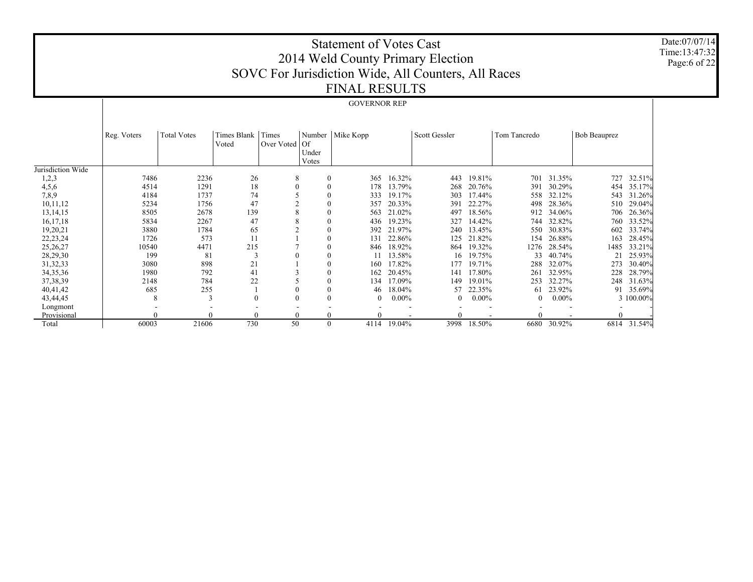# Statement of Votes Cast
# 2014 Weld County Primary Election
# SOVC For Jurisdiction Wide, All Counters, All Races
# FINAL RESULTS

Date:07/07/14
Time:13:47:32

## GOVERNOR REP

| | Reg. Voters | Total Votes | Times Blank Voted | Times Over Voted | Number Of Under Votes | Mike Kopp | | Scott Gessler | | Tom Tancredo | | Bob Beauprez | |
|---|---|---|---|---|---|---|---|---|---|---|---|---|---|
| Jurisdiction Wide | | | | | | | | | | | | | |
| 1,2,3 | 7486 | 2236 | 26 | 8 | 0 | 365 | 16.32% | 443 | 19.81% | 701 | 31.35% | 727 | 32.51% |
| 4,5,6 | 4514 | 1291 | 18 | 0 | 0 | 178 | 13.79% | 268 | 20.76% | 391 | 30.29% | 454 | 35.17% |
| 7,8,9 | 4184 | 1737 | 74 | 5 | 0 | 333 | 19.17% | 303 | 17.44% | 558 | 32.12% | 543 | 31.26% |
| 10,11,12 | 5234 | 1756 | 47 | 2 | 0 | 357 | 20.33% | 391 | 22.27% | 498 | 28.36% | 510 | 29.04% |
| 13,14,15 | 8505 | 2678 | 139 | 8 | 0 | 563 | 21.02% | 497 | 18.56% | 912 | 34.06% | 706 | 26.36% |
| 16,17,18 | 5834 | 2267 | 47 | 8 | 0 | 436 | 19.23% | 327 | 14.42% | 744 | 32.82% | 760 | 33.52% |
| 19,20,21 | 3880 | 1784 | 65 | 2 | 0 | 392 | 21.97% | 240 | 13.45% | 550 | 30.83% | 602 | 33.74% |
| 22,23,24 | 1726 | 573 | 11 | 1 | 0 | 131 | 22.86% | 125 | 21.82% | 154 | 26.88% | 163 | 28.45% |
| 25,26,27 | 10540 | 4471 | 215 | 7 | 0 | 846 | 18.92% | 864 | 19.32% | 1276 | 28.54% | 1485 | 33.21% |
| 28,29,30 | 199 | 81 | 3 | 0 | 0 | 11 | 13.58% | 16 | 19.75% | 33 | 40.74% | 21 | 25.93% |
| 31,32,33 | 3080 | 898 | 21 | 1 | 0 | 160 | 17.82% | 177 | 19.71% | 288 | 32.07% | 273 | 30.40% |
| 34,35,36 | 1980 | 792 | 41 | 3 | 0 | 162 | 20.45% | 141 | 17.80% | 261 | 32.95% | 228 | 28.79% |
| 37,38,39 | 2148 | 784 | 22 | 5 | 0 | 134 | 17.09% | 149 | 19.01% | 253 | 32.27% | 248 | 31.63% |
| 40,41,42 | 685 | 255 | 1 | 0 | 0 | 46 | 18.04% | 57 | 22.35% | 61 | 23.92% | 91 | 35.69% |
| 43,44,45 | 8 | 3 | 0 | 0 | 0 | 0 | 0.00% | 0 | 0.00% | 0 | 0.00% | 3 | 100.00% |
| Longmont | - | - | - | - | - | - | - | - | - | - | - | - | - |
| Provisional | 0 | 0 | 0 | 0 | 0 | 0 | - | 0 | - | 0 | - | 0 | - |
| Total | 60003 | 21606 | 730 | 50 | 0 | 4114 | 19.04% | 3998 | 18.50% | 6680 | 30.92% | 6814 | 31.54% |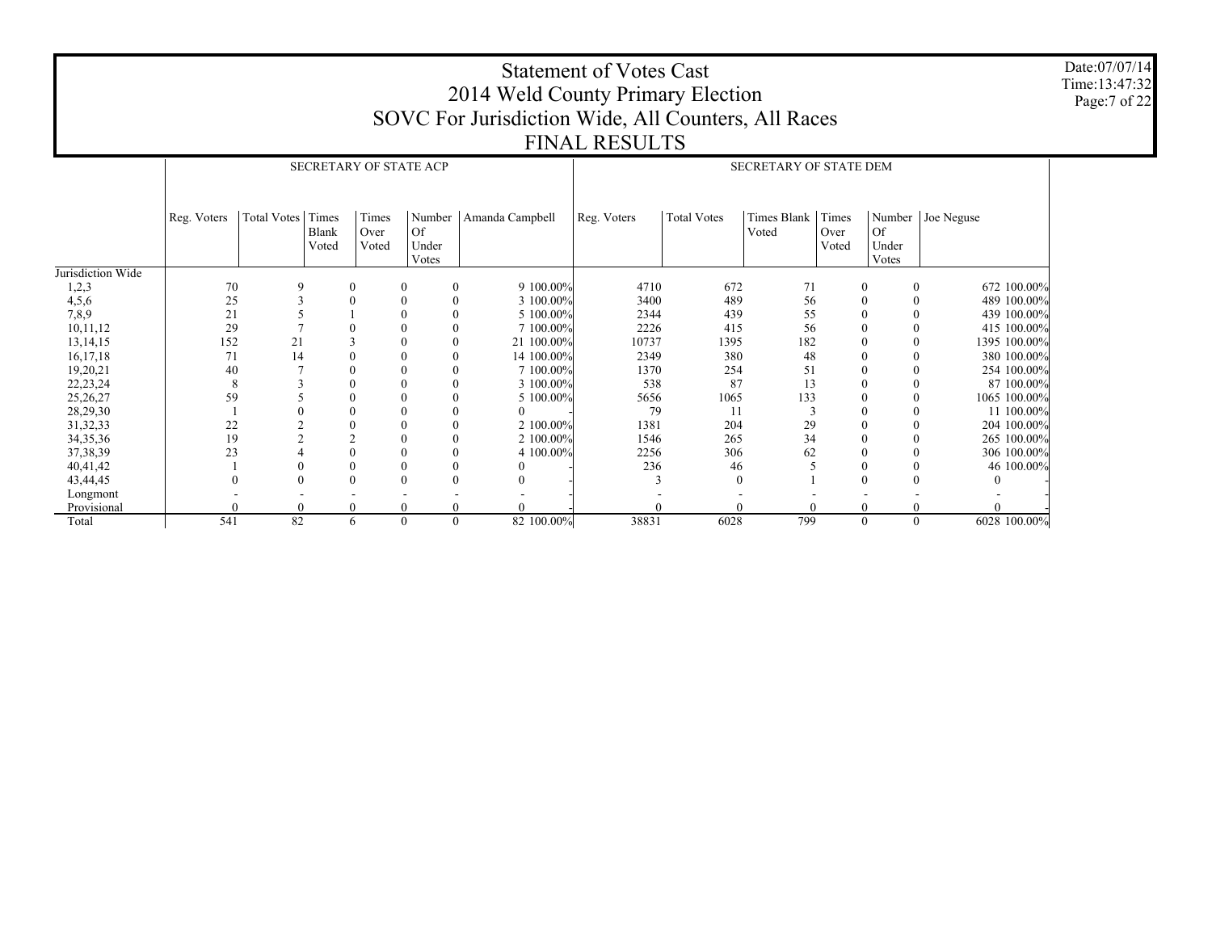# Statement of Votes Cast
## 2014 Weld County Primary Election
## SOVC For Jurisdiction Wide, All Counters, All Races
## FINAL RESULTS

Date:07/07/14
Time:13:47:32

| | SECRETARY OF STATE ACP | | | | | | | SECRETARY OF STATE DEM | | | | | | |
|---|---|---|---|---|---|---|---|---|---|---|---|---|---|---|
| | Reg. Voters | Total Votes | Times Blank Voted | Times Over Voted | Number Of Under Votes | Amanda Campbell | | Reg. Voters | Total Votes | Times Blank Voted | Times Over Voted | Number Of Under Votes | Joe Neguse | |
| Jurisdiction Wide | | | | | | | | | | | | | | |
| 1,2,3 | 70 | 9 | 0 | 0 | 0 | 9 | 100.00% | 4710 | 672 | 71 | 0 | 0 | 672 | 100.00% |
| 4,5,6 | 25 | 3 | 0 | 0 | 0 | 3 | 100.00% | 3400 | 489 | 56 | 0 | 0 | 489 | 100.00% |
| 7,8,9 | 21 | 5 | 1 | 0 | 0 | 5 | 100.00% | 2344 | 439 | 55 | 0 | 0 | 439 | 100.00% |
| 10,11,12 | 29 | 7 | 0 | 0 | 0 | 7 | 100.00% | 2226 | 415 | 56 | 0 | 0 | 415 | 100.00% |
| 13,14,15 | 152 | 21 | 3 | 0 | 0 | 21 | 100.00% | 10737 | 1395 | 182 | 0 | 0 | 1395 | 100.00% |
| 16,17,18 | 71 | 14 | 0 | 0 | 0 | 14 | 100.00% | 2349 | 380 | 48 | 0 | 0 | 380 | 100.00% |
| 19,20,21 | 40 | 7 | 0 | 0 | 0 | 7 | 100.00% | 1370 | 254 | 51 | 0 | 0 | 254 | 100.00% |
| 22,23,24 | 8 | 3 | 0 | 0 | 0 | 3 | 100.00% | 538 | 87 | 13 | 0 | 0 | 87 | 100.00% |
| 25,26,27 | 59 | 5 | 0 | 0 | 0 | 5 | 100.00% | 5656 | 1065 | 133 | 0 | 0 | 1065 | 100.00% |
| 28,29,30 | 1 | 0 | 0 | 0 | 0 | 0 | - | 79 | 11 | 3 | 0 | 0 | 11 | 100.00% |
| 31,32,33 | 22 | 2 | 0 | 0 | 0 | 2 | 100.00% | 1381 | 204 | 29 | 0 | 0 | 204 | 100.00% |
| 34,35,36 | 19 | 2 | 2 | 0 | 0 | 2 | 100.00% | 1546 | 265 | 34 | 0 | 0 | 265 | 100.00% |
| 37,38,39 | 23 | 4 | 0 | 0 | 0 | 4 | 100.00% | 2256 | 306 | 62 | 0 | 0 | 306 | 100.00% |
| 40,41,42 | 1 | 0 | 0 | 0 | 0 | 0 | - | 236 | 46 | 5 | 0 | 0 | 46 | 100.00% |
| 43,44,45 | 0 | 0 | 0 | 0 | 0 | 0 | - | 3 | 0 | 1 | 0 | 0 | 0 | - |
| Longmont | - | - | - | - | - | - | - | - | - | - | - | - | - | - |
| Provisional | 0 | 0 | 0 | 0 | 0 | 0 | - | 0 | 0 | 0 | 0 | 0 | 0 | - |
| Total | 541 | 82 | 6 | 0 | 0 | 82 | 100.00% | 38831 | 6028 | 799 | 0 | 0 | 6028 | 100.00% |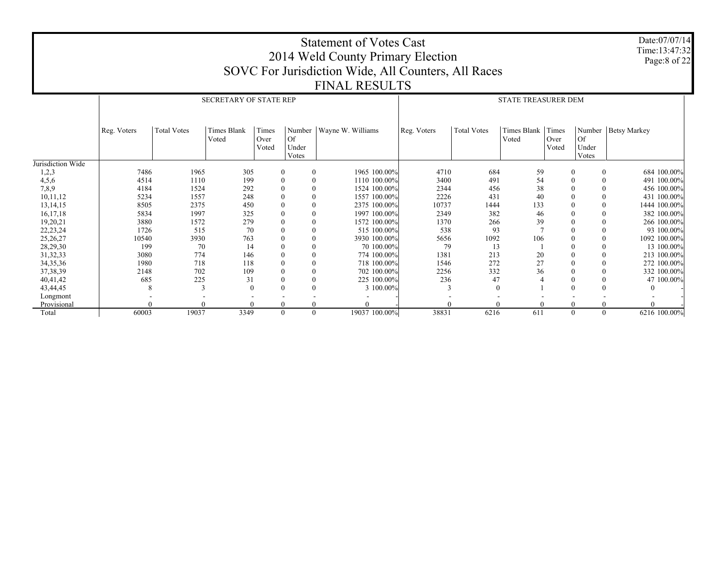# Statement of Votes Cast
## 2014 Weld County Primary Election
## SOVC For Jurisdiction Wide, All Counters, All Races
## FINAL RESULTS

Date:07/07/14
Time:13:47:32

| | SECRETARY OF STATE REP | | | | | | | STATE TREASURER DEM | | | | | | |
|---|---|---|---|---|---|---|---|---|---|---|---|---|---|---|
| | Reg. Voters | Total Votes | Times Blank Voted | Times Over Voted | Number Of Under Votes | Wayne W. Williams | | Reg. Voters | Total Votes | Times Blank Voted | Times Over Voted | Number Of Under Votes | Betsy Markey | |
| Jurisdiction Wide | | | | | | | | | | | | | | |
| 1,2,3 | 7486 | 1965 | 305 | 0 | 0 | 1965 | 100.00% | 4710 | 684 | 59 | 0 | 0 | 684 | 100.00% |
| 4,5,6 | 4514 | 1110 | 199 | 0 | 0 | 1110 | 100.00% | 3400 | 491 | 54 | 0 | 0 | 491 | 100.00% |
| 7,8,9 | 4184 | 1524 | 292 | 0 | 0 | 1524 | 100.00% | 2344 | 456 | 38 | 0 | 0 | 456 | 100.00% |
| 10,11,12 | 5234 | 1557 | 248 | 0 | 0 | 1557 | 100.00% | 2226 | 431 | 40 | 0 | 0 | 431 | 100.00% |
| 13,14,15 | 8505 | 2375 | 450 | 0 | 0 | 2375 | 100.00% | 10737 | 1444 | 133 | 0 | 0 | 1444 | 100.00% |
| 16,17,18 | 5834 | 1997 | 325 | 0 | 0 | 1997 | 100.00% | 2349 | 382 | 46 | 0 | 0 | 382 | 100.00% |
| 19,20,21 | 3880 | 1572 | 279 | 0 | 0 | 1572 | 100.00% | 1370 | 266 | 39 | 0 | 0 | 266 | 100.00% |
| 22,23,24 | 1726 | 515 | 70 | 0 | 0 | 515 | 100.00% | 538 | 93 | 7 | 0 | 0 | 93 | 100.00% |
| 25,26,27 | 10540 | 3930 | 763 | 0 | 0 | 3930 | 100.00% | 5656 | 1092 | 106 | 0 | 0 | 1092 | 100.00% |
| 28,29,30 | 199 | 70 | 14 | 0 | 0 | 70 | 100.00% | 79 | 13 | 1 | 0 | 0 | 13 | 100.00% |
| 31,32,33 | 3080 | 774 | 146 | 0 | 0 | 774 | 100.00% | 1381 | 213 | 20 | 0 | 0 | 213 | 100.00% |
| 34,35,36 | 1980 | 718 | 118 | 0 | 0 | 718 | 100.00% | 1546 | 272 | 27 | 0 | 0 | 272 | 100.00% |
| 37,38,39 | 2148 | 702 | 109 | 0 | 0 | 702 | 100.00% | 2256 | 332 | 36 | 0 | 0 | 332 | 100.00% |
| 40,41,42 | 685 | 225 | 31 | 0 | 0 | 225 | 100.00% | 236 | 47 | 4 | 0 | 0 | 47 | 100.00% |
| 43,44,45 | 8 | 3 | 0 | 0 | 0 | 3 | 100.00% | 3 | 0 | 1 | 0 | 0 | 0 | - |
| Longmont | - | - | - | - | - | - | - | - | - | - | - | - | - | - |
| Provisional | 0 | 0 | 0 | 0 | 0 | 0 | - | 0 | 0 | 0 | 0 | 0 | 0 | - |
| Total | 60003 | 19037 | 3349 | 0 | 0 | 19037 | 100.00% | 38831 | 6216 | 611 | 0 | 0 | 6216 | 100.00% |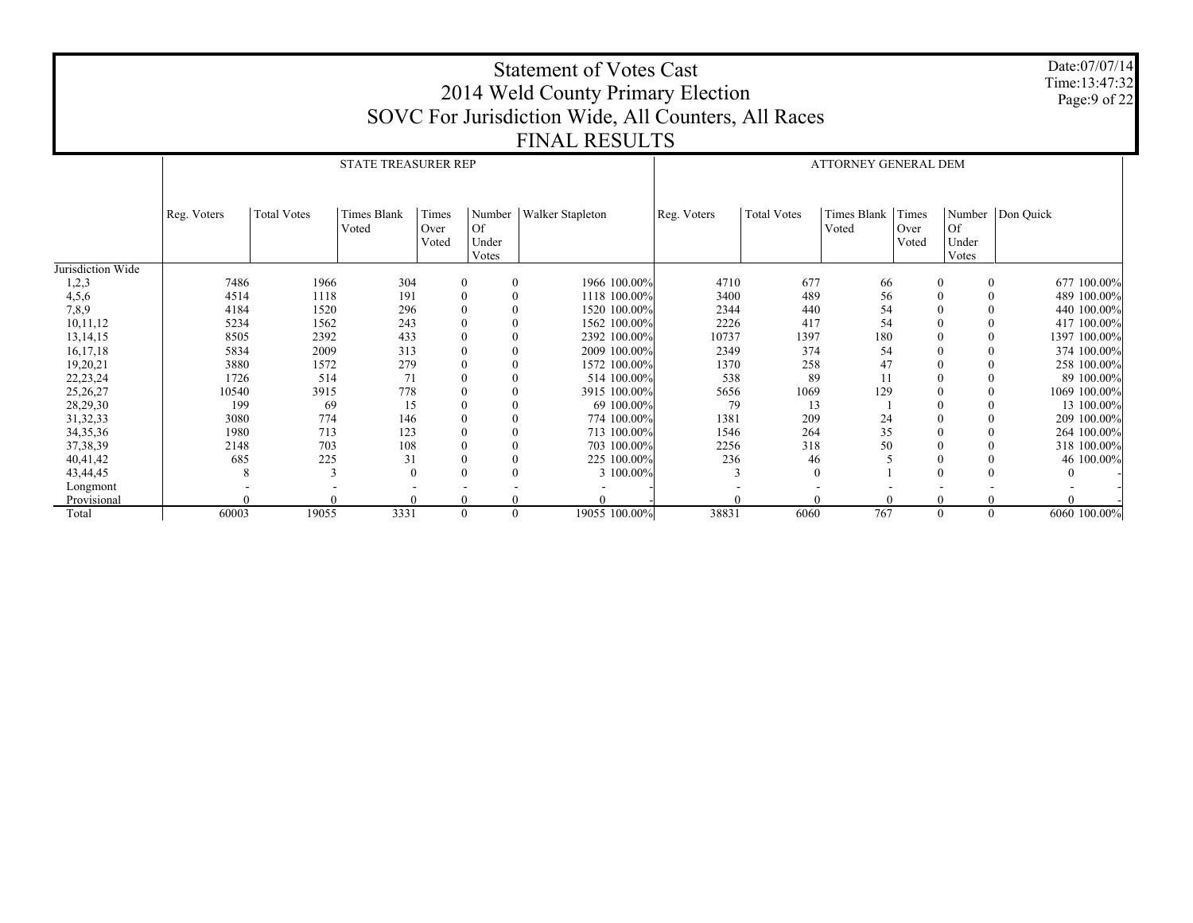# Statement of Votes Cast
## 2014 Weld County Primary Election
## SOVC For Jurisdiction Wide, All Counters, All Races
## FINAL RESULTS

Date:07/07/14
Time:13:47:32

| | STATE TREASURER REP | | | | | | | ATTORNEY GENERAL DEM | | | | | | |
|---|---|---|---|---|---|---|---|---|---|---|---|---|---|---|
| | Reg. Voters | Total Votes | Times Blank Voted | Times Over Voted | Number Of Under Votes | Walker Stapleton | | Reg. Voters | Total Votes | Times Blank Voted | Times Over Voted | Number Of Under Votes | Don Quick | |
| Jurisdiction Wide | | | | | | | | | | | | | | |
| 1,2,3 | 7486 | 1966 | 304 | 0 | 0 | 1966 | 100.00% | 4710 | 677 | 66 | 0 | 0 | 677 | 100.00% |
| 4,5,6 | 4514 | 1118 | 191 | 0 | 0 | 1118 | 100.00% | 3400 | 489 | 56 | 0 | 0 | 489 | 100.00% |
| 7,8,9 | 4184 | 1520 | 296 | 0 | 0 | 1520 | 100.00% | 2344 | 440 | 54 | 0 | 0 | 440 | 100.00% |
| 10,11,12 | 5234 | 1562 | 243 | 0 | 0 | 1562 | 100.00% | 2226 | 417 | 54 | 0 | 0 | 417 | 100.00% |
| 13,14,15 | 8505 | 2392 | 433 | 0 | 0 | 2392 | 100.00% | 10737 | 1397 | 180 | 0 | 0 | 1397 | 100.00% |
| 16,17,18 | 5834 | 2009 | 313 | 0 | 0 | 2009 | 100.00% | 2349 | 374 | 54 | 0 | 0 | 374 | 100.00% |
| 19,20,21 | 3880 | 1572 | 279 | 0 | 0 | 1572 | 100.00% | 1370 | 258 | 47 | 0 | 0 | 258 | 100.00% |
| 22,23,24 | 1726 | 514 | 71 | 0 | 0 | 514 | 100.00% | 538 | 89 | 11 | 0 | 0 | 89 | 100.00% |
| 25,26,27 | 10540 | 3915 | 778 | 0 | 0 | 3915 | 100.00% | 5656 | 1069 | 129 | 0 | 0 | 1069 | 100.00% |
| 28,29,30 | 199 | 69 | 15 | 0 | 0 | 69 | 100.00% | 79 | 13 | 1 | 0 | 0 | 13 | 100.00% |
| 31,32,33 | 3080 | 774 | 146 | 0 | 0 | 774 | 100.00% | 1381 | 209 | 24 | 0 | 0 | 209 | 100.00% |
| 34,35,36 | 1980 | 713 | 123 | 0 | 0 | 713 | 100.00% | 1546 | 264 | 35 | 0 | 0 | 264 | 100.00% |
| 37,38,39 | 2148 | 703 | 108 | 0 | 0 | 703 | 100.00% | 2256 | 318 | 50 | 0 | 0 | 318 | 100.00% |
| 40,41,42 | 685 | 225 | 31 | 0 | 0 | 225 | 100.00% | 236 | 46 | 5 | 0 | 0 | 46 | 100.00% |
| 43,44,45 | 8 | 3 | 0 | 0 | 0 | 3 | 100.00% | 3 | 0 | 1 | 0 | 0 | 0 | - |
| Longmont | - | - | - | - | - | - | - | - | - | - | - | - | - | - |
| Provisional | 0 | 0 | 0 | 0 | 0 | 0 | - | 0 | 0 | 0 | 0 | 0 | 0 | - |
| Total | 60003 | 19055 | 3331 | 0 | 0 | 19055 | 100.00% | 38831 | 6060 | 767 | 0 | 0 | 6060 | 100.00% |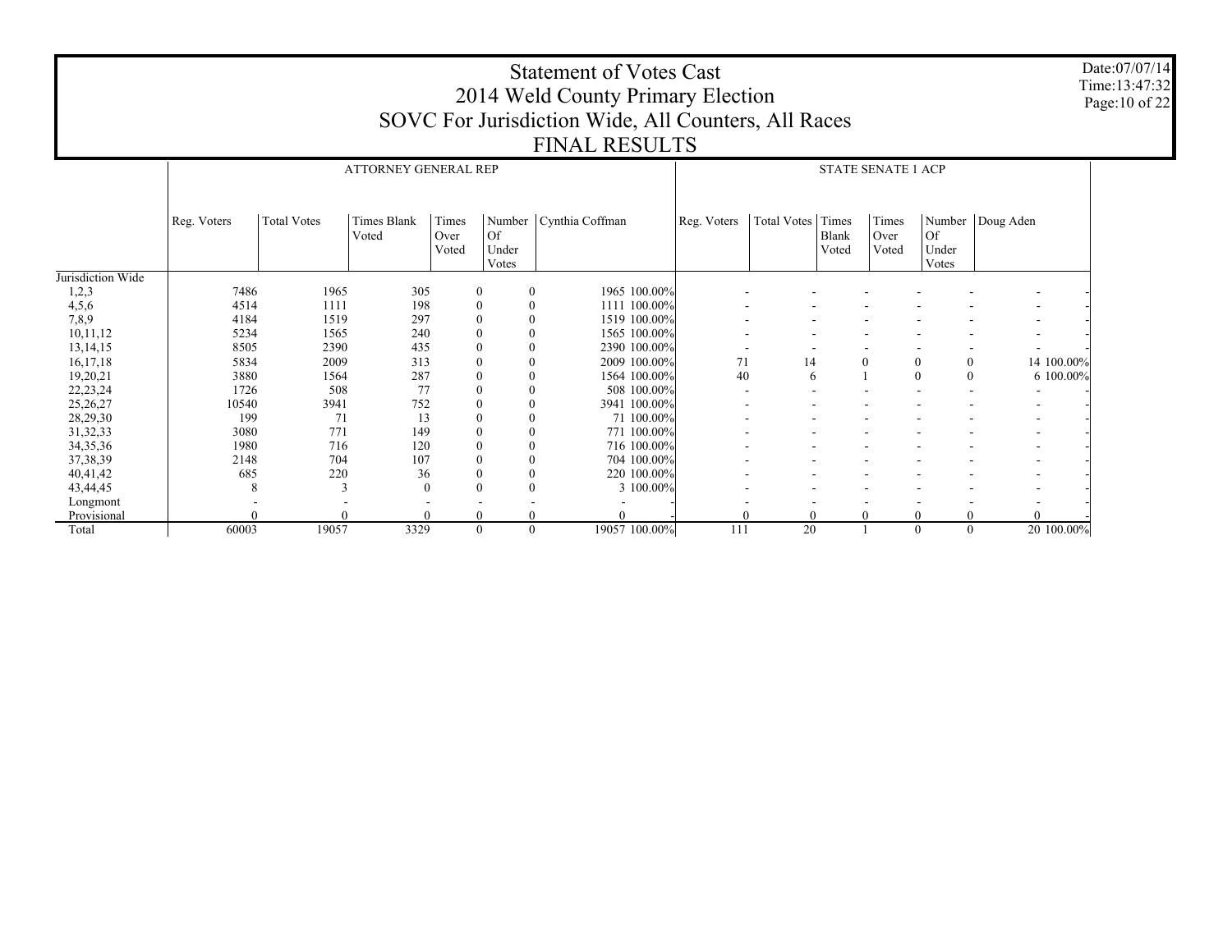# Statement of Votes Cast
# 2014 Weld County Primary Election
# SOVC For Jurisdiction Wide, All Counters, All Races
# FINAL RESULTS

Date:07/07/14
Time:13:47:32

| | ATTORNEY GENERAL REP | | | | | | | STATE SENATE 1 ACP | | | | | | |
|---|---|---|---|---|---|---|---|---|---|---|---|---|---|---|
| | Reg. Voters | Total Votes | Times Blank Voted | Times Over Voted | Number Of Under Votes | Cynthia Coffman | | Reg. Voters | Total Votes | Times Blank Voted | Times Over Voted | Number Of Under Votes | Doug Aden | |
| Jurisdiction Wide | | | | | | | | | | | | | | |
| 1,2,3 | 7486 | 1965 | 305 | 0 | 0 | 1965 | 100.00% | - | - | - | - | - | - | - |
| 4,5,6 | 4514 | 1111 | 198 | 0 | 0 | 1111 | 100.00% | - | - | - | - | - | - | - |
| 7,8,9 | 4184 | 1519 | 297 | 0 | 0 | 1519 | 100.00% | - | - | - | - | - | - | - |
| 10,11,12 | 5234 | 1565 | 240 | 0 | 0 | 1565 | 100.00% | - | - | - | - | - | - | - |
| 13,14,15 | 8505 | 2390 | 435 | 0 | 0 | 2390 | 100.00% | - | - | - | - | - | - | - |
| 16,17,18 | 5834 | 2009 | 313 | 0 | 0 | 2009 | 100.00% | 71 | 14 | 0 | 0 | 0 | 14 | 100.00% |
| 19,20,21 | 3880 | 1564 | 287 | 0 | 0 | 1564 | 100.00% | 40 | 6 | 1 | 0 | 0 | 6 | 100.00% |
| 22,23,24 | 1726 | 508 | 77 | 0 | 0 | 508 | 100.00% | - | - | - | - | - | - | - |
| 25,26,27 | 10540 | 3941 | 752 | 0 | 0 | 3941 | 100.00% | - | - | - | - | - | - | - |
| 28,29,30 | 199 | 71 | 13 | 0 | 0 | 71 | 100.00% | - | - | - | - | - | - | - |
| 31,32,33 | 3080 | 771 | 149 | 0 | 0 | 771 | 100.00% | - | - | - | - | - | - | - |
| 34,35,36 | 1980 | 716 | 120 | 0 | 0 | 716 | 100.00% | - | - | - | - | - | - | - |
| 37,38,39 | 2148 | 704 | 107 | 0 | 0 | 704 | 100.00% | - | - | - | - | - | - | - |
| 40,41,42 | 685 | 220 | 36 | 0 | 0 | 220 | 100.00% | - | - | - | - | - | - | - |
| 43,44,45 | 8 | 3 | 0 | 0 | 0 | 3 | 100.00% | - | - | - | - | - | - | - |
| Longmont | - | - | - | - | - | - | - | - | - | - | - | - | - | - |
| Provisional | 0 | 0 | 0 | 0 | 0 | 0 | - | 0 | 0 | 0 | 0 | 0 | 0 | - |
| Total | 60003 | 19057 | 3329 | 0 | 0 | 19057 | 100.00% | 111 | 20 | 1 | 0 | 0 | 20 | 100.00% |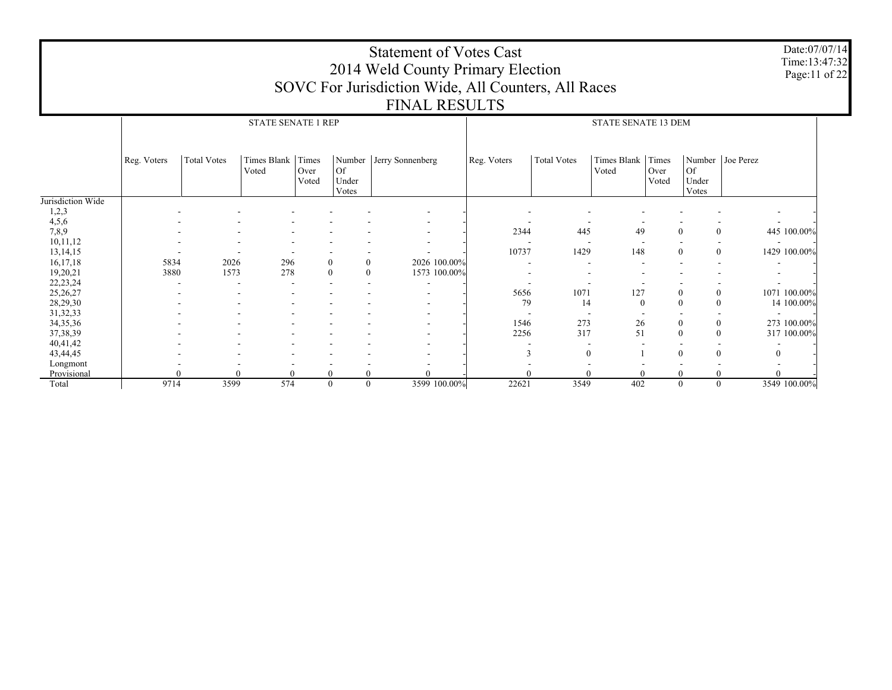# Statement of Votes Cast
## 2014 Weld County Primary Election
## SOVC For Jurisdiction Wide, All Counters, All Races
## FINAL RESULTS

Date:07/07/14
Time:13:47:32

| | STATE SENATE 1 REP | | | | | | | STATE SENATE 13 DEM | | | | | | |
|---|---|---|---|---|---|---|---|---|---|---|---|---|---|---|
| | Reg. Voters | Total Votes | Times Blank Voted | Times Over Voted | Number Of Under Votes | Jerry Sonnenberg | | Reg. Voters | Total Votes | Times Blank Voted | Times Over Voted | Number Of Under Votes | Joe Perez | |
| Jurisdiction Wide | | | | | | | | | | | | | | |
| 1,2,3 | - | - | - | - | - | - | - | - | - | - | - | - | - | - |
| 4,5,6 | - | - | - | - | - | - | - | - | - | - | - | - | - | - |
| 7,8,9 | - | - | - | - | - | - | - | 2344 | 445 | 49 | 0 | 0 | 445 | 100.00% |
| 10,11,12 | - | - | - | - | - | - | - | - | - | - | - | - | - | - |
| 13,14,15 | - | - | - | - | - | - | - | 10737 | 1429 | 148 | 0 | 0 | 1429 | 100.00% |
| 16,17,18 | 5834 | 2026 | 296 | 0 | 0 | 2026 | 100.00% | - | - | - | - | - | - | - |
| 19,20,21 | 3880 | 1573 | 278 | 0 | 0 | 1573 | 100.00% | - | - | - | - | - | - | - |
| 22,23,24 | - | - | - | - | - | - | - | - | - | - | - | - | - | - |
| 25,26,27 | - | - | - | - | - | - | - | 5656 | 1071 | 127 | 0 | 0 | 1071 | 100.00% |
| 28,29,30 | - | - | - | - | - | - | - | 79 | 14 | 0 | 0 | 0 | 14 | 100.00% |
| 31,32,33 | - | - | - | - | - | - | - | - | - | - | - | - | - | - |
| 34,35,36 | - | - | - | - | - | - | - | 1546 | 273 | 26 | 0 | 0 | 273 | 100.00% |
| 37,38,39 | - | - | - | - | - | - | - | 2256 | 317 | 51 | 0 | 0 | 317 | 100.00% |
| 40,41,42 | - | - | - | - | - | - | - | - | - | - | - | - | - | - |
| 43,44,45 | - | - | - | - | - | - | - | 3 | 0 | 1 | 0 | 0 | 0 | - |
| Longmont | - | - | - | - | - | - | - | - | - | - | - | - | - | - |
| Provisional | 0 | 0 | 0 | 0 | 0 | 0 | - | 0 | 0 | 0 | 0 | 0 | 0 | - |
| Total | 9714 | 3599 | 574 | 0 | 0 | 3599 | 100.00% | 22621 | 3549 | 402 | 0 | 0 | 3549 | 100.00% |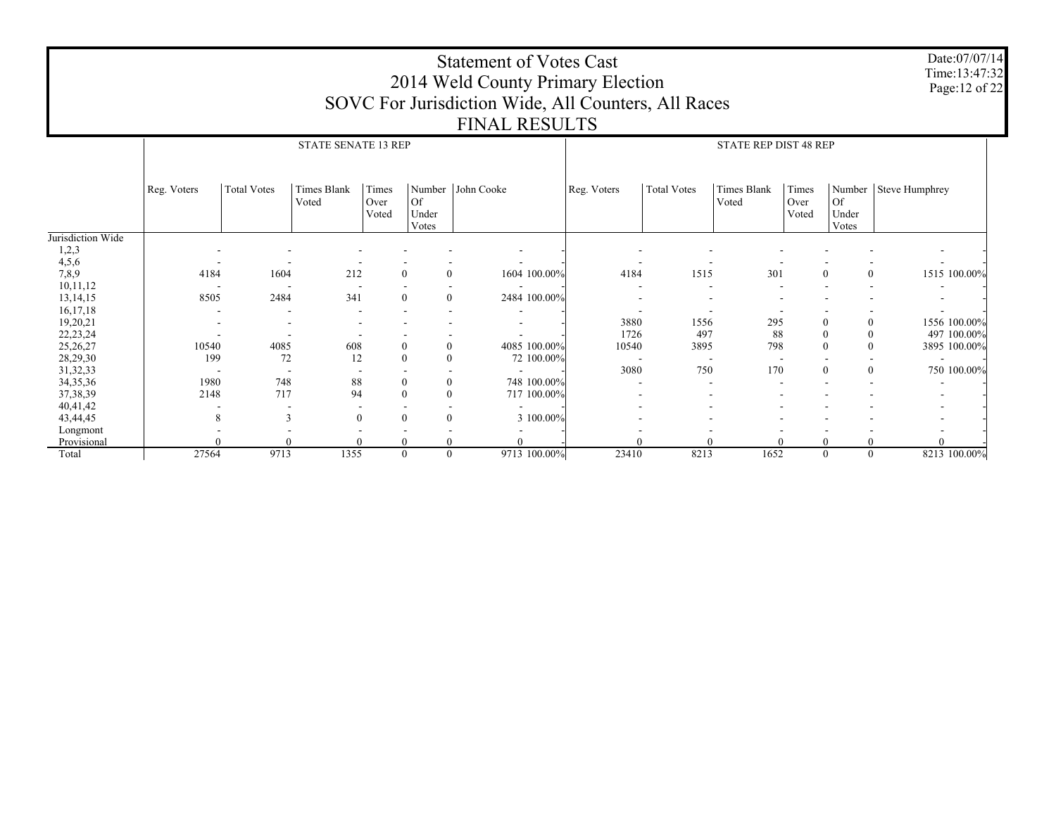# Statement of Votes Cast
## 2014 Weld County Primary Election
## SOVC For Jurisdiction Wide, All Counters, All Races
## FINAL RESULTS

Date:07/07/14
Time:13:47:32

| | STATE SENATE 13 REP | | | | | | | STATE REP DIST 48 REP | | | | | | |
|---|---|---|---|---|---|---|---|---|---|---|---|---|---|---|
| | Reg. Voters | Total Votes | Times Blank Voted | Times Over Voted | Number Of Under Votes | John Cooke | | Reg. Voters | Total Votes | Times Blank Voted | Times Over Voted | Number Of Under Votes | Steve Humphrey | |
| Jurisdiction Wide | | | | | | | | | | | | | | |
| 1,2,3 | - | - | - | - | - | - | - | - | - | - | - | - | - | - |
| 4,5,6 | - | - | - | - | - | - | - | - | - | - | - | - | - | - |
| 7,8,9 | 4184 | 1604 | 212 | 0 | 0 | 1604 | 100.00% | 4184 | 1515 | 301 | 0 | 0 | 1515 | 100.00% |
| 10,11,12 | - | - | - | - | - | - | - | - | - | - | - | - | - | - |
| 13,14,15 | 8505 | 2484 | 341 | 0 | 0 | 2484 | 100.00% | - | - | - | - | - | - | - |
| 16,17,18 | - | - | - | - | - | - | - | - | - | - | - | - | - | - |
| 19,20,21 | - | - | - | - | - | - | - | 3880 | 1556 | 295 | 0 | 0 | 1556 | 100.00% |
| 22,23,24 | - | - | - | - | - | - | - | 1726 | 497 | 88 | 0 | 0 | 497 | 100.00% |
| 25,26,27 | 10540 | 4085 | 608 | 0 | 0 | 4085 | 100.00% | 10540 | 3895 | 798 | 0 | 0 | 3895 | 100.00% |
| 28,29,30 | 199 | 72 | 12 | 0 | 0 | 72 | 100.00% | - | - | - | - | - | - | - |
| 31,32,33 | - | - | - | - | - | - | - | 3080 | 750 | 170 | 0 | 0 | 750 | 100.00% |
| 34,35,36 | 1980 | 748 | 88 | 0 | 0 | 748 | 100.00% | - | - | - | - | - | - | - |
| 37,38,39 | 2148 | 717 | 94 | 0 | 0 | 717 | 100.00% | - | - | - | - | - | - | - |
| 40,41,42 | - | - | - | - | - | - | - | - | - | - | - | - | - | - |
| 43,44,45 | 8 | 3 | 0 | 0 | 0 | 3 | 100.00% | - | - | - | - | - | - | - |
| Longmont | - | - | - | - | - | - | - | - | - | - | - | - | - | - |
| Provisional | 0 | 0 | 0 | 0 | 0 | 0 | - | 0 | 0 | 0 | 0 | 0 | 0 | - |
| Total | 27564 | 9713 | 1355 | 0 | 0 | 9713 | 100.00% | 23410 | 8213 | 1652 | 0 | 0 | 8213 | 100.00% |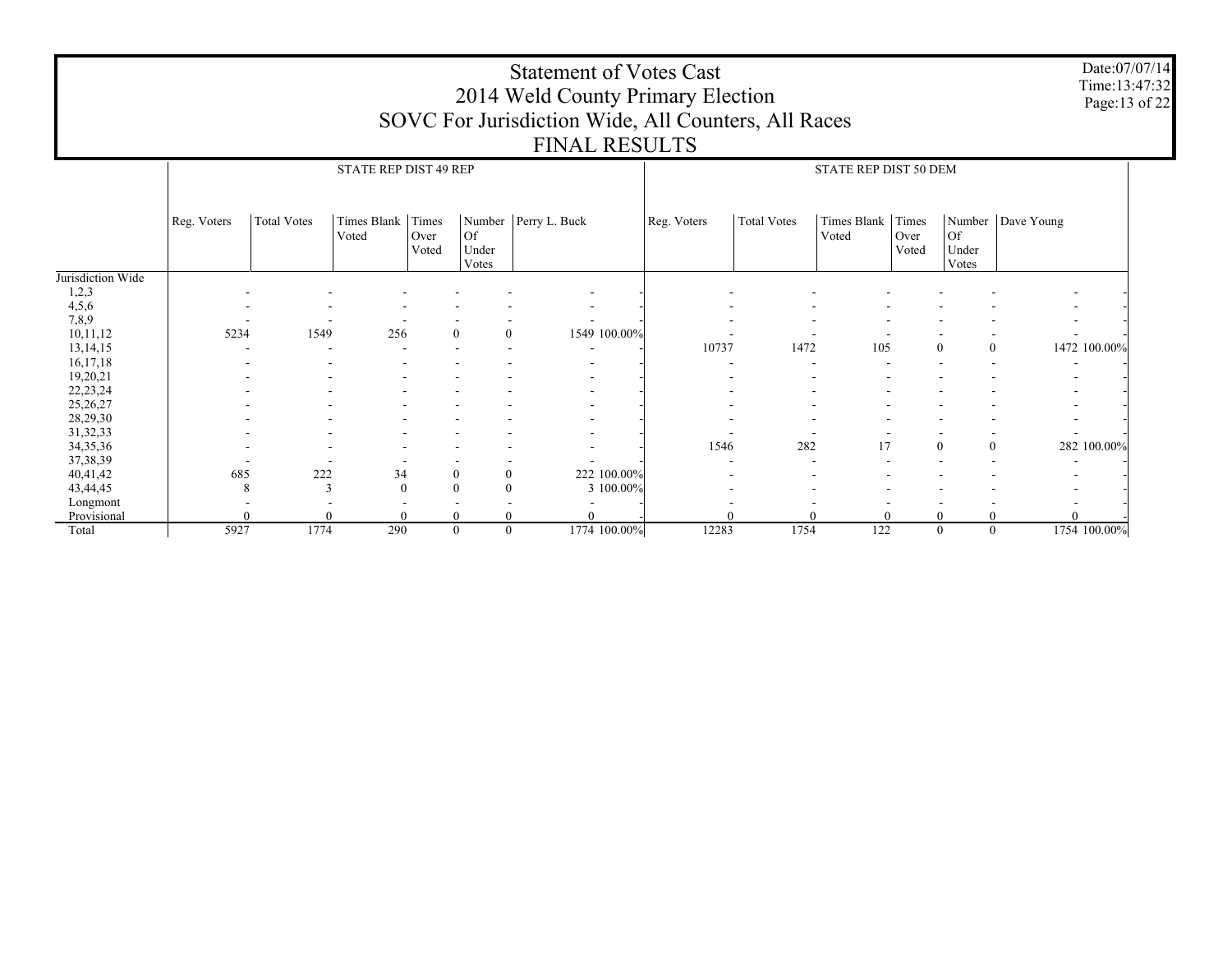# Statement of Votes Cast
## 2014 Weld County Primary Election
## SOVC For Jurisdiction Wide, All Counters, All Races
## FINAL RESULTS

| | STATE REP DIST 49 REP | | | | | | | STATE REP DIST 50 DEM | | | | | | |
|---|---|---|---|---|---|---|---|---|---|---|---|---|---|---|
| | Reg. Voters | Total Votes | Times Blank Voted | Times Over Voted | Number Of Under Votes | Perry L. Buck | | Reg. Voters | Total Votes | Times Blank Voted | Times Over Voted | Number Of Under Votes | Dave Young | |
| Jurisdiction Wide | | | | | | | | | | | | | | |
| 1,2,3 | - | - | - | - | - | - | - | - | - | - | - | - | - | - |
| 4,5,6 | - | - | - | - | - | - | - | - | - | - | - | - | - | - |
| 7,8,9 | - | - | - | - | - | - | - | - | - | - | - | - | - | - |
| 10,11,12 | 5234 | 1549 | 256 | 0 | 0 | 1549 | 100.00% | - | - | - | - | - | - | - |
| 13,14,15 | - | - | - | - | - | - | - | 10737 | 1472 | 105 | 0 | 0 | 1472 | 100.00% |
| 16,17,18 | - | - | - | - | - | - | - | - | - | - | - | - | - | - |
| 19,20,21 | - | - | - | - | - | - | - | - | - | - | - | - | - | - |
| 22,23,24 | - | - | - | - | - | - | - | - | - | - | - | - | - | - |
| 25,26,27 | - | - | - | - | - | - | - | - | - | - | - | - | - | - |
| 28,29,30 | - | - | - | - | - | - | - | - | - | - | - | - | - | - |
| 31,32,33 | - | - | - | - | - | - | - | - | - | - | - | - | - | - |
| 34,35,36 | - | - | - | - | - | - | - | 1546 | 282 | 17 | 0 | 0 | 282 | 100.00% |
| 37,38,39 | - | - | - | - | - | - | - | - | - | - | - | - | - | - |
| 40,41,42 | 685 | 222 | 34 | 0 | 0 | 222 | 100.00% | - | - | - | - | - | - | - |
| 43,44,45 | 8 | 3 | 0 | 0 | 0 | 3 | 100.00% | - | - | - | - | - | - | - |
| Longmont | - | - | - | - | - | - | - | - | - | - | - | - | - | - |
| Provisional | 0 | 0 | 0 | 0 | 0 | 0 | - | 0 | 0 | 0 | 0 | 0 | 0 | - |
| Total | 5927 | 1774 | 290 | 0 | 0 | 1774 | 100.00% | 12283 | 1754 | 122 | 0 | 0 | 1754 | 100.00% |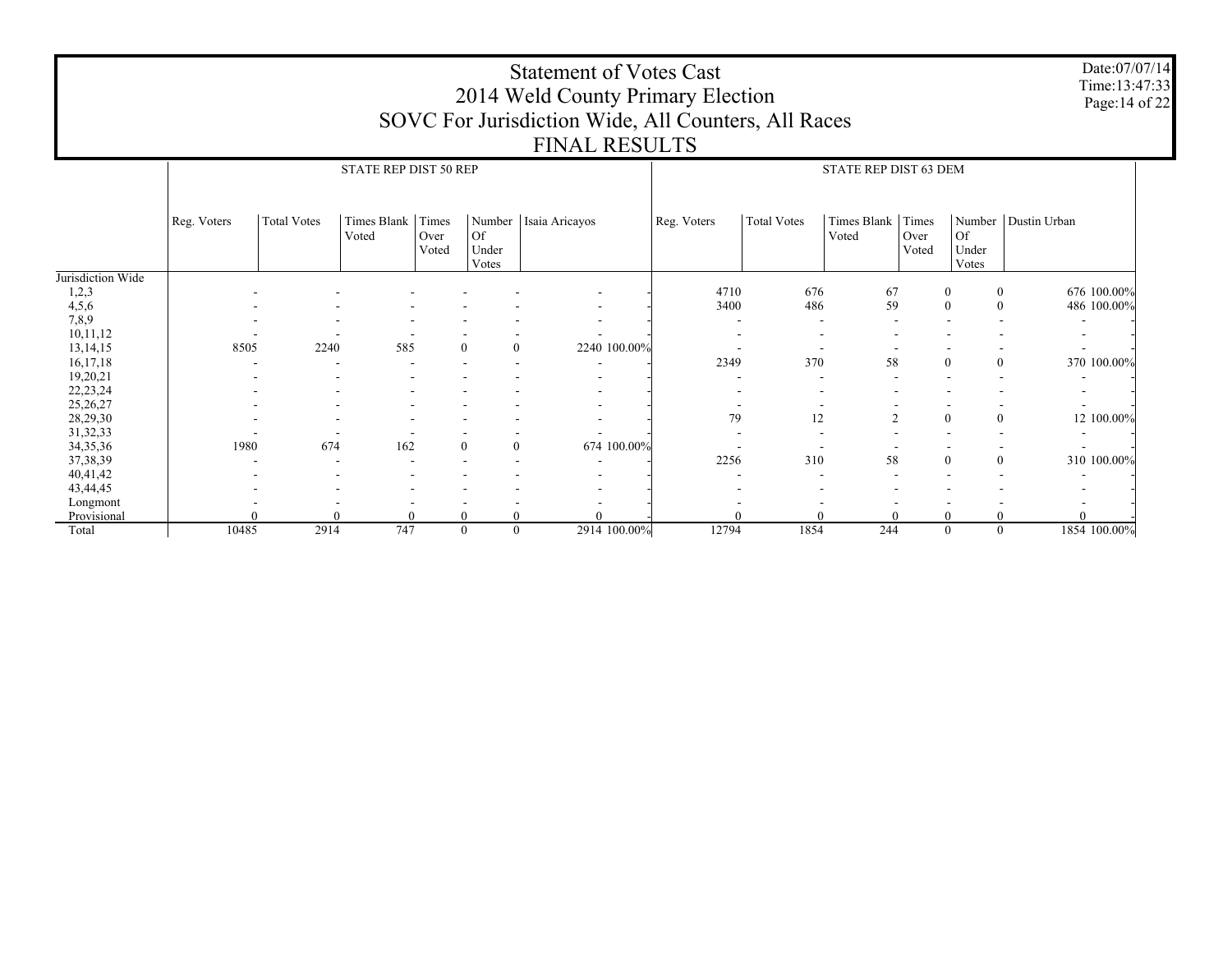# Statement of Votes Cast
## 2014 Weld County Primary Election
## SOVC For Jurisdiction Wide, All Counters, All Races
## FINAL RESULTS

| | STATE REP DIST 50 REP | | | | | | | STATE REP DIST 63 DEM | | | | | | |
|---|---|---|---|---|---|---|---|---|---|---|---|---|---|---|
| | Reg. Voters | Total Votes | Times Blank Voted | Times Over Voted | Number Of Under Votes | Isaia Aricayos | | Reg. Voters | Total Votes | Times Blank Voted | Times Over Voted | Number Of Under Votes | Dustin Urban | |
| Jurisdiction Wide | | | | | | | | | | | | | | |
| 1,2,3 | - | - | - | - | - | - | - | 4710 | 676 | 67 | 0 | 0 | 676 | 100.00% |
| 4,5,6 | - | - | - | - | - | - | - | 3400 | 486 | 59 | 0 | 0 | 486 | 100.00% |
| 7,8,9 | - | - | - | - | - | - | - | - | - | - | - | - | - | - |
| 10,11,12 | - | - | - | - | - | - | - | - | - | - | - | - | - | - |
| 13,14,15 | 8505 | 2240 | 585 | 0 | 0 | 2240 | 100.00% | - | - | - | - | - | - | - |
| 16,17,18 | - | - | - | - | - | - | - | 2349 | 370 | 58 | 0 | 0 | 370 | 100.00% |
| 19,20,21 | - | - | - | - | - | - | - | - | - | - | - | - | - | - |
| 22,23,24 | - | - | - | - | - | - | - | - | - | - | - | - | - | - |
| 25,26,27 | - | - | - | - | - | - | - | - | - | - | - | - | - | - |
| 28,29,30 | - | - | - | - | - | - | - | 79 | 12 | 2 | 0 | 0 | 12 | 100.00% |
| 31,32,33 | - | - | - | - | - | - | - | - | - | - | - | - | - | - |
| 34,35,36 | 1980 | 674 | 162 | 0 | 0 | 674 | 100.00% | - | - | - | - | - | - | - |
| 37,38,39 | - | - | - | - | - | - | - | 2256 | 310 | 58 | 0 | 0 | 310 | 100.00% |
| 40,41,42 | - | - | - | - | - | - | - | - | - | - | - | - | - | - |
| 43,44,45 | - | - | - | - | - | - | - | - | - | - | - | - | - | - |
| Longmont | - | - | - | - | - | - | - | - | - | - | - | - | - | - |
| Provisional | 0 | 0 | 0 | 0 | 0 | 0 | - | 0 | 0 | 0 | 0 | 0 | 0 | - |
| Total | 10485 | 2914 | 747 | 0 | 0 | 2914 | 100.00% | 12794 | 1854 | 244 | 0 | 0 | 1854 | 100.00% |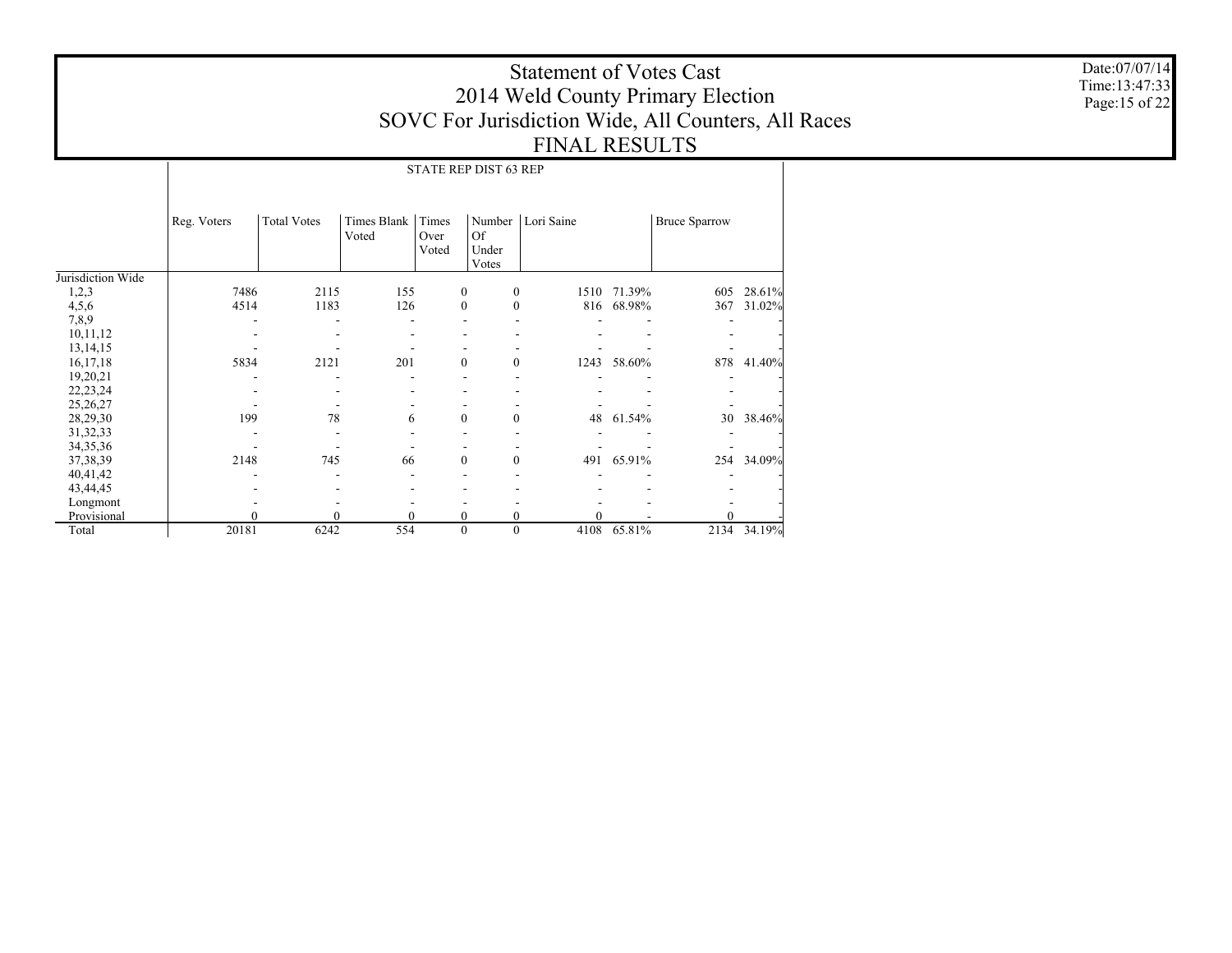# Statement of Votes Cast
# 2014 Weld County Primary Election
# SOVC For Jurisdiction Wide, All Counters, All Races
# FINAL RESULTS

Date:07/07/14
Time:13:47:33

| | STATE REP DIST 63 REP | | | | | | | | |
|---|---|---|---|---|---|---|---|---|---|
| | Reg. Voters | Total Votes | Times Blank Voted | Times Over Voted | Number Of Under Votes | Lori Saine | | Bruce Sparrow | |
| Jurisdiction Wide | | | | | | | | | |
| 1,2,3 | 7486 | 2115 | 155 | 0 | 0 | 1510 | 71.39% | 605 | 28.61% |
| 4,5,6 | 4514 | 1183 | 126 | 0 | 0 | 816 | 68.98% | 367 | 31.02% |
| 7,8,9 | - | - | - | - | - | - | - | - | - |
| 10,11,12 | - | - | - | - | - | - | - | - | - |
| 13,14,15 | - | - | - | - | - | - | - | - | - |
| 16,17,18 | 5834 | 2121 | 201 | 0 | 0 | 1243 | 58.60% | 878 | 41.40% |
| 19,20,21 | - | - | - | - | - | - | - | - | - |
| 22,23,24 | - | - | - | - | - | - | - | - | - |
| 25,26,27 | - | - | - | - | - | - | - | - | - |
| 28,29,30 | 199 | 78 | 6 | 0 | 0 | 48 | 61.54% | 30 | 38.46% |
| 31,32,33 | - | - | - | - | - | - | - | - | - |
| 34,35,36 | - | - | - | - | - | - | - | - | - |
| 37,38,39 | 2148 | 745 | 66 | 0 | 0 | 491 | 65.91% | 254 | 34.09% |
| 40,41,42 | - | - | - | - | - | - | - | - | - |
| 43,44,45 | - | - | - | - | - | - | - | - | - |
| Longmont | - | - | - | - | - | - | - | - | - |
| Provisional | 0 | 0 | 0 | 0 | 0 | 0 | - | 0 | - |
| Total | 20181 | 6242 | 554 | 0 | 0 | 4108 | 65.81% | 2134 | 34.19% |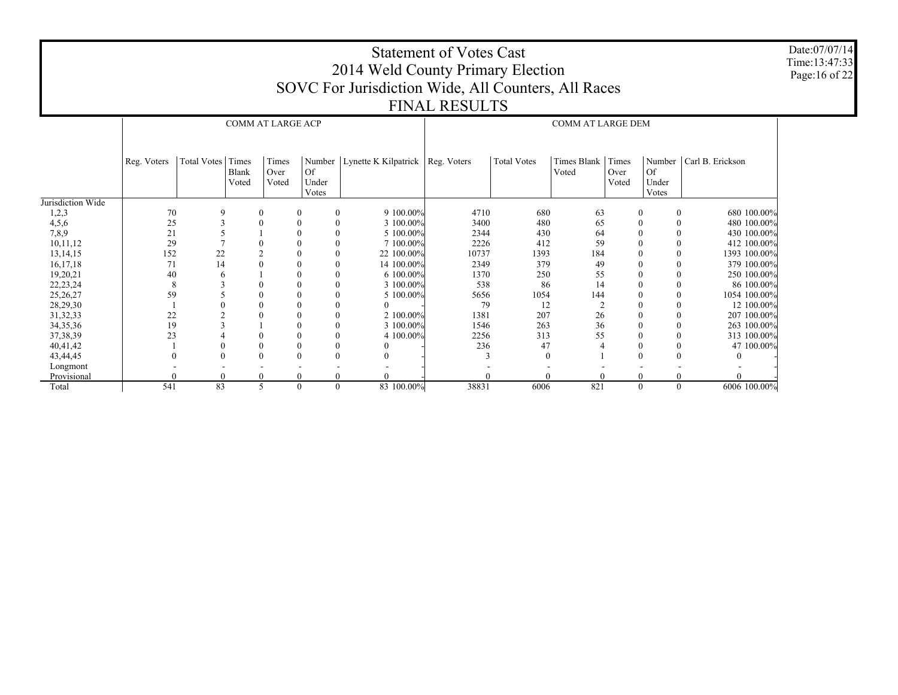# Statement of Votes Cast
## 2014 Weld County Primary Election
## SOVC For Jurisdiction Wide, All Counters, All Races
## FINAL RESULTS

Date:07/07/14
Time:13:47:33

| | COMM AT LARGE ACP | | | | | | | COMM AT LARGE DEM | | | | | | |
|---|---|---|---|---|---|---|---|---|---|---|---|---|---|---|
| | Reg. Voters | Total Votes | Times Blank Voted | Times Over Voted | Number Of Under Votes | Lynette K Kilpatrick | | Reg. Voters | Total Votes | Times Blank Voted | Times Over Voted | Number Of Under Votes | Carl B. Erickson | |
| Jurisdiction Wide | | | | | | | | | | | | | | |
| 1,2,3 | 70 | 9 | 0 | 0 | 0 | 9 | 100.00% | 4710 | 680 | 63 | 0 | 0 | 680 | 100.00% |
| 4,5,6 | 25 | 3 | 0 | 0 | 0 | 3 | 100.00% | 3400 | 480 | 65 | 0 | 0 | 480 | 100.00% |
| 7,8,9 | 21 | 5 | 1 | 0 | 0 | 5 | 100.00% | 2344 | 430 | 64 | 0 | 0 | 430 | 100.00% |
| 10,11,12 | 29 | 7 | 0 | 0 | 0 | 7 | 100.00% | 2226 | 412 | 59 | 0 | 0 | 412 | 100.00% |
| 13,14,15 | 152 | 22 | 2 | 0 | 0 | 22 | 100.00% | 10737 | 1393 | 184 | 0 | 0 | 1393 | 100.00% |
| 16,17,18 | 71 | 14 | 0 | 0 | 0 | 14 | 100.00% | 2349 | 379 | 49 | 0 | 0 | 379 | 100.00% |
| 19,20,21 | 40 | 6 | 1 | 0 | 0 | 6 | 100.00% | 1370 | 250 | 55 | 0 | 0 | 250 | 100.00% |
| 22,23,24 | 8 | 3 | 0 | 0 | 0 | 3 | 100.00% | 538 | 86 | 14 | 0 | 0 | 86 | 100.00% |
| 25,26,27 | 59 | 5 | 0 | 0 | 0 | 5 | 100.00% | 5656 | 1054 | 144 | 0 | 0 | 1054 | 100.00% |
| 28,29,30 | 1 | 0 | 0 | 0 | 0 | 0 | - | 79 | 12 | 2 | 0 | 0 | 12 | 100.00% |
| 31,32,33 | 22 | 2 | 0 | 0 | 0 | 2 | 100.00% | 1381 | 207 | 26 | 0 | 0 | 207 | 100.00% |
| 34,35,36 | 19 | 3 | 1 | 0 | 0 | 3 | 100.00% | 1546 | 263 | 36 | 0 | 0 | 263 | 100.00% |
| 37,38,39 | 23 | 4 | 0 | 0 | 0 | 4 | 100.00% | 2256 | 313 | 55 | 0 | 0 | 313 | 100.00% |
| 40,41,42 | 1 | 0 | 0 | 0 | 0 | 0 | - | 236 | 47 | 4 | 0 | 0 | 47 | 100.00% |
| 43,44,45 | 0 | 0 | 0 | 0 | 0 | 0 | - | 3 | 0 | 1 | 0 | 0 | 0 | - |
| Longmont | - | - | - | - | - | - | - | - | - | - | - | - | - | - |
| Provisional | 0 | 0 | 0 | 0 | 0 | 0 | - | 0 | 0 | 0 | 0 | 0 | 0 | - |
| Total | 541 | 83 | 5 | 0 | 0 | 83 | 100.00% | 38831 | 6006 | 821 | 0 | 0 | 6006 | 100.00% |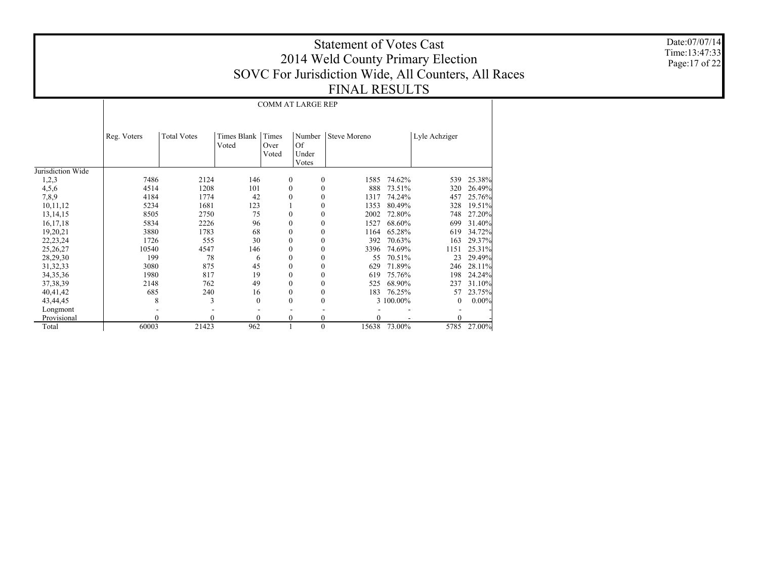# Statement of Votes Cast
## 2014 Weld County Primary Election
## SOVC For Jurisdiction Wide, All Counters, All Races
## FINAL RESULTS

Date:07/07/14
Time:13:47:33

| | COMM AT LARGE REP | | | | | | | | |
|---|---|---|---|---|---|---|---|---|---|
| | Reg. Voters | Total Votes | Times Blank Voted | Times Over Voted | Number Of Under Votes | Steve Moreno | | Lyle Achziger | |
| Jurisdiction Wide | | | | | | | | | |
| 1,2,3 | 7486 | 2124 | 146 | 0 | 0 | 1585 | 74.62% | 539 | 25.38% |
| 4,5,6 | 4514 | 1208 | 101 | 0 | 0 | 888 | 73.51% | 320 | 26.49% |
| 7,8,9 | 4184 | 1774 | 42 | 0 | 0 | 1317 | 74.24% | 457 | 25.76% |
| 10,11,12 | 5234 | 1681 | 123 | 1 | 0 | 1353 | 80.49% | 328 | 19.51% |
| 13,14,15 | 8505 | 2750 | 75 | 0 | 0 | 2002 | 72.80% | 748 | 27.20% |
| 16,17,18 | 5834 | 2226 | 96 | 0 | 0 | 1527 | 68.60% | 699 | 31.40% |
| 19,20,21 | 3880 | 1783 | 68 | 0 | 0 | 1164 | 65.28% | 619 | 34.72% |
| 22,23,24 | 1726 | 555 | 30 | 0 | 0 | 392 | 70.63% | 163 | 29.37% |
| 25,26,27 | 10540 | 4547 | 146 | 0 | 0 | 3396 | 74.69% | 1151 | 25.31% |
| 28,29,30 | 199 | 78 | 6 | 0 | 0 | 55 | 70.51% | 23 | 29.49% |
| 31,32,33 | 3080 | 875 | 45 | 0 | 0 | 629 | 71.89% | 246 | 28.11% |
| 34,35,36 | 1980 | 817 | 19 | 0 | 0 | 619 | 75.76% | 198 | 24.24% |
| 37,38,39 | 2148 | 762 | 49 | 0 | 0 | 525 | 68.90% | 237 | 31.10% |
| 40,41,42 | 685 | 240 | 16 | 0 | 0 | 183 | 76.25% | 57 | 23.75% |
| 43,44,45 | 8 | 3 | 0 | 0 | 0 | 3 | 100.00% | 0 | 0.00% |
| Longmont | - | - | - | - | - | - | - | - | - |
| Provisional | 0 | 0 | 0 | 0 | 0 | 0 | - | 0 | - |
| Total | 60003 | 21423 | 962 | 1 | 0 | 15638 | 73.00% | 5785 | 27.00% |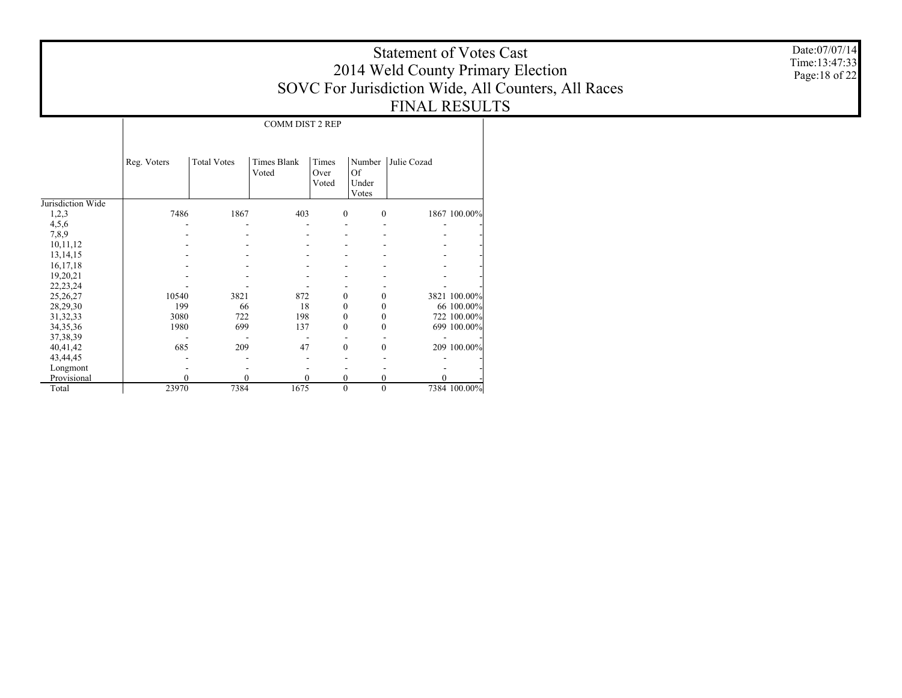# Statement of Votes Cast
# 2014 Weld County Primary Election
# SOVC For Jurisdiction Wide, All Counters, All Races
# FINAL RESULTS

Date:07/07/14
Time:13:47:33

| | COMM DIST 2 REP | | | | | | |
|---|---|---|---|---|---|---|---|
| | Reg. Voters | Total Votes | Times Blank Voted | Times Over Voted | Number Of Under Votes | Julie Cozad | |
| Jurisdiction Wide | | | | | | | |
| 1,2,3 | 7486 | 1867 | 403 | 0 | 0 | 1867 | 100.00% |
| 4,5,6 | - | - | - | - | - | - | - |
| 7,8,9 | - | - | - | - | - | - | - |
| 10,11,12 | - | - | - | - | - | - | - |
| 13,14,15 | - | - | - | - | - | - | - |
| 16,17,18 | - | - | - | - | - | - | - |
| 19,20,21 | - | - | - | - | - | - | - |
| 22,23,24 | - | - | - | - | - | - | - |
| 25,26,27 | 10540 | 3821 | 872 | 0 | 0 | 3821 | 100.00% |
| 28,29,30 | 199 | 66 | 18 | 0 | 0 | 66 | 100.00% |
| 31,32,33 | 3080 | 722 | 198 | 0 | 0 | 722 | 100.00% |
| 34,35,36 | 1980 | 699 | 137 | 0 | 0 | 699 | 100.00% |
| 37,38,39 | - | - | - | - | - | - | - |
| 40,41,42 | 685 | 209 | 47 | 0 | 0 | 209 | 100.00% |
| 43,44,45 | - | - | - | - | - | - | - |
| Longmont | - | - | - | - | - | - | - |
| Provisional | 0 | 0 | 0 | 0 | 0 | 0 | - |
| Total | 23970 | 7384 | 1675 | 0 | 0 | 7384 | 100.00% |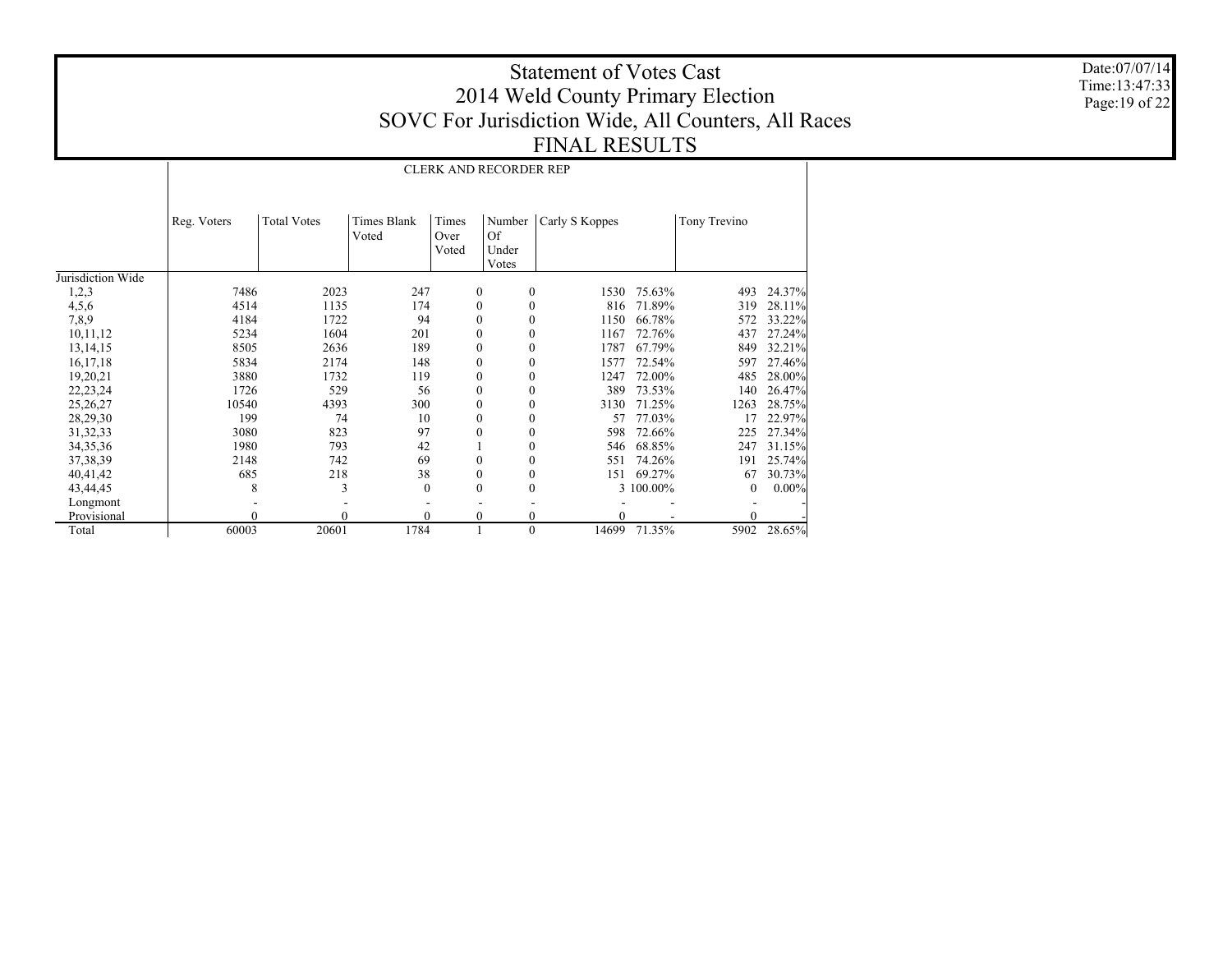# Statement of Votes Cast
# 2014 Weld County Primary Election
# SOVC For Jurisdiction Wide, All Counters, All Races
# FINAL RESULTS

Date:07/07/14
Time:13:47:33

| | CLERK AND RECORDER REP | | | | | | | | |
|---|---|---|---|---|---|---|---|---|---|
| | Reg. Voters | Total Votes | Times Blank Voted | Times Over Voted | Number Of Under Votes | Carly S Koppes | | Tony Trevino | |
| Jurisdiction Wide | | | | | | | | | |
| 1,2,3 | 7486 | 2023 | 247 | 0 | 0 | 1530 | 75.63% | 493 | 24.37% |
| 4,5,6 | 4514 | 1135 | 174 | 0 | 0 | 816 | 71.89% | 319 | 28.11% |
| 7,8,9 | 4184 | 1722 | 94 | 0 | 0 | 1150 | 66.78% | 572 | 33.22% |
| 10,11,12 | 5234 | 1604 | 201 | 0 | 0 | 1167 | 72.76% | 437 | 27.24% |
| 13,14,15 | 8505 | 2636 | 189 | 0 | 0 | 1787 | 67.79% | 849 | 32.21% |
| 16,17,18 | 5834 | 2174 | 148 | 0 | 0 | 1577 | 72.54% | 597 | 27.46% |
| 19,20,21 | 3880 | 1732 | 119 | 0 | 0 | 1247 | 72.00% | 485 | 28.00% |
| 22,23,24 | 1726 | 529 | 56 | 0 | 0 | 389 | 73.53% | 140 | 26.47% |
| 25,26,27 | 10540 | 4393 | 300 | 0 | 0 | 3130 | 71.25% | 1263 | 28.75% |
| 28,29,30 | 199 | 74 | 10 | 0 | 0 | 57 | 77.03% | 17 | 22.97% |
| 31,32,33 | 3080 | 823 | 97 | 0 | 0 | 598 | 72.66% | 225 | 27.34% |
| 34,35,36 | 1980 | 793 | 42 | 1 | 0 | 546 | 68.85% | 247 | 31.15% |
| 37,38,39 | 2148 | 742 | 69 | 0 | 0 | 551 | 74.26% | 191 | 25.74% |
| 40,41,42 | 685 | 218 | 38 | 0 | 0 | 151 | 69.27% | 67 | 30.73% |
| 43,44,45 | 8 | 3 | 0 | 0 | 0 | 3 | 100.00% | 0 | 0.00% |
| Longmont | - | - | - | - | - | - | - | - | - |
| Provisional | 0 | 0 | 0 | 0 | 0 | 0 | - | 0 | - |
| Total | 60003 | 20601 | 1784 | 1 | 0 | 14699 | 71.35% | 5902 | 28.65% |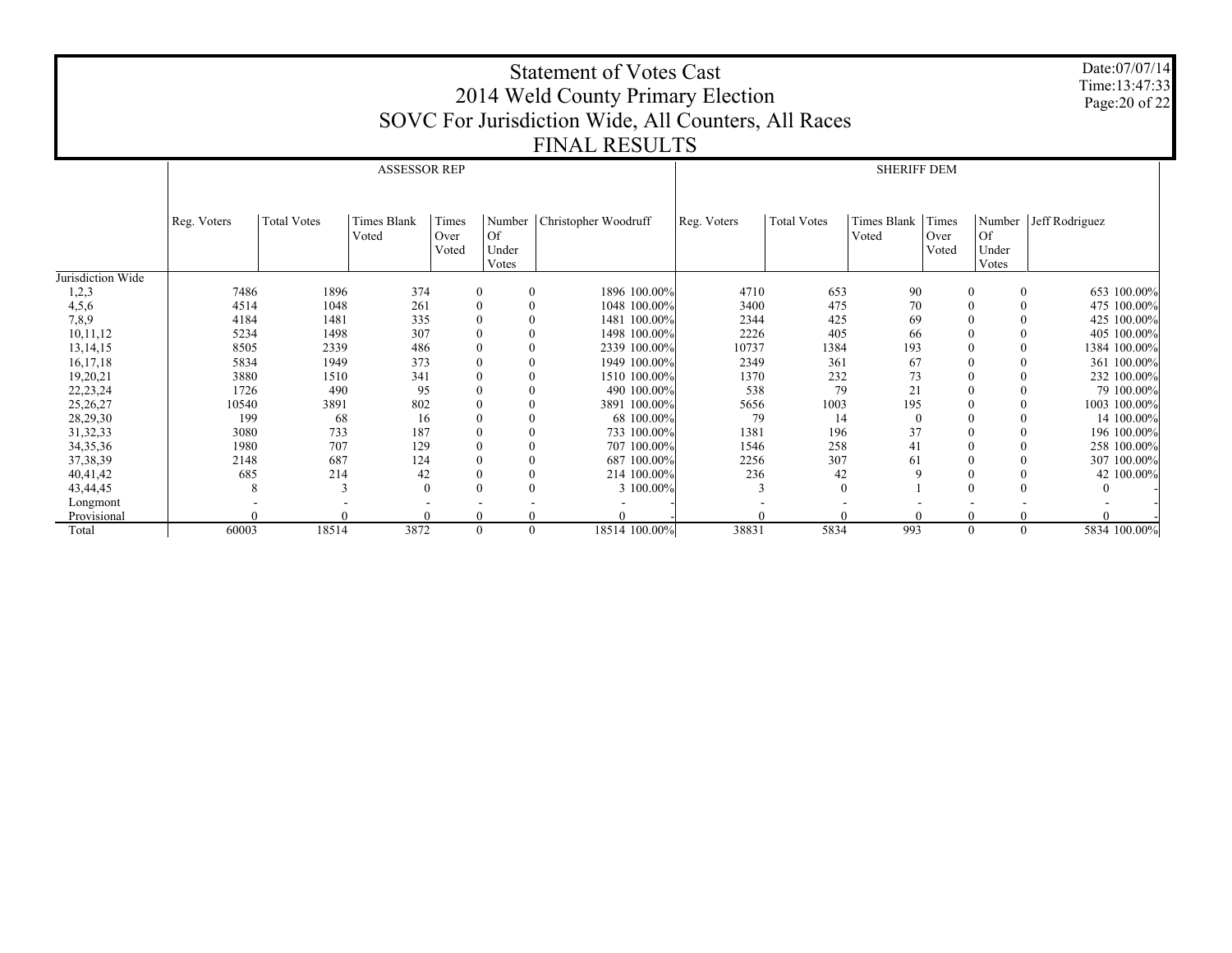# Statement of Votes Cast
## 2014 Weld County Primary Election
## SOVC For Jurisdiction Wide, All Counters, All Races
## FINAL RESULTS

Date:07/07/14
Time:13:47:33

| | ASSESSOR REP | | | | | | | SHERIFF DEM | | | | | | |
|---|---|---|---|---|---|---|---|---|---|---|---|---|---|---|
| | Reg. Voters | Total Votes | Times Blank Voted | Times Over Voted | Number Of Under Votes | Christopher Woodruff | | Reg. Voters | Total Votes | Times Blank Voted | Times Over Voted | Number Of Under Votes | Jeff Rodriguez | |
| Jurisdiction Wide | | | | | | | | | | | | | | |
| 1,2,3 | 7486 | 1896 | 374 | 0 | 0 | 1896 | 100.00% | 4710 | 653 | 90 | 0 | 0 | 653 | 100.00% |
| 4,5,6 | 4514 | 1048 | 261 | 0 | 0 | 1048 | 100.00% | 3400 | 475 | 70 | 0 | 0 | 475 | 100.00% |
| 7,8,9 | 4184 | 1481 | 335 | 0 | 0 | 1481 | 100.00% | 2344 | 425 | 69 | 0 | 0 | 425 | 100.00% |
| 10,11,12 | 5234 | 1498 | 307 | 0 | 0 | 1498 | 100.00% | 2226 | 405 | 66 | 0 | 0 | 405 | 100.00% |
| 13,14,15 | 8505 | 2339 | 486 | 0 | 0 | 2339 | 100.00% | 10737 | 1384 | 193 | 0 | 0 | 1384 | 100.00% |
| 16,17,18 | 5834 | 1949 | 373 | 0 | 0 | 1949 | 100.00% | 2349 | 361 | 67 | 0 | 0 | 361 | 100.00% |
| 19,20,21 | 3880 | 1510 | 341 | 0 | 0 | 1510 | 100.00% | 1370 | 232 | 73 | 0 | 0 | 232 | 100.00% |
| 22,23,24 | 1726 | 490 | 95 | 0 | 0 | 490 | 100.00% | 538 | 79 | 21 | 0 | 0 | 79 | 100.00% |
| 25,26,27 | 10540 | 3891 | 802 | 0 | 0 | 3891 | 100.00% | 5656 | 1003 | 195 | 0 | 0 | 1003 | 100.00% |
| 28,29,30 | 199 | 68 | 16 | 0 | 0 | 68 | 100.00% | 79 | 14 | 0 | 0 | 0 | 14 | 100.00% |
| 31,32,33 | 3080 | 733 | 187 | 0 | 0 | 733 | 100.00% | 1381 | 196 | 37 | 0 | 0 | 196 | 100.00% |
| 34,35,36 | 1980 | 707 | 129 | 0 | 0 | 707 | 100.00% | 1546 | 258 | 41 | 0 | 0 | 258 | 100.00% |
| 37,38,39 | 2148 | 687 | 124 | 0 | 0 | 687 | 100.00% | 2256 | 307 | 61 | 0 | 0 | 307 | 100.00% |
| 40,41,42 | 685 | 214 | 42 | 0 | 0 | 214 | 100.00% | 236 | 42 | 9 | 0 | 0 | 42 | 100.00% |
| 43,44,45 | 8 | 3 | 0 | 0 | 0 | 3 | 100.00% | 3 | 0 | 1 | 0 | 0 | 0 | - |
| Longmont | - | - | - | - | - | - | - | - | - | - | - | - | - | - |
| Provisional | 0 | 0 | 0 | 0 | 0 | 0 | - | 0 | 0 | 0 | 0 | 0 | 0 | - |
| Total | 60003 | 18514 | 3872 | 0 | 0 | 18514 | 100.00% | 38831 | 5834 | 993 | 0 | 0 | 5834 | 100.00% |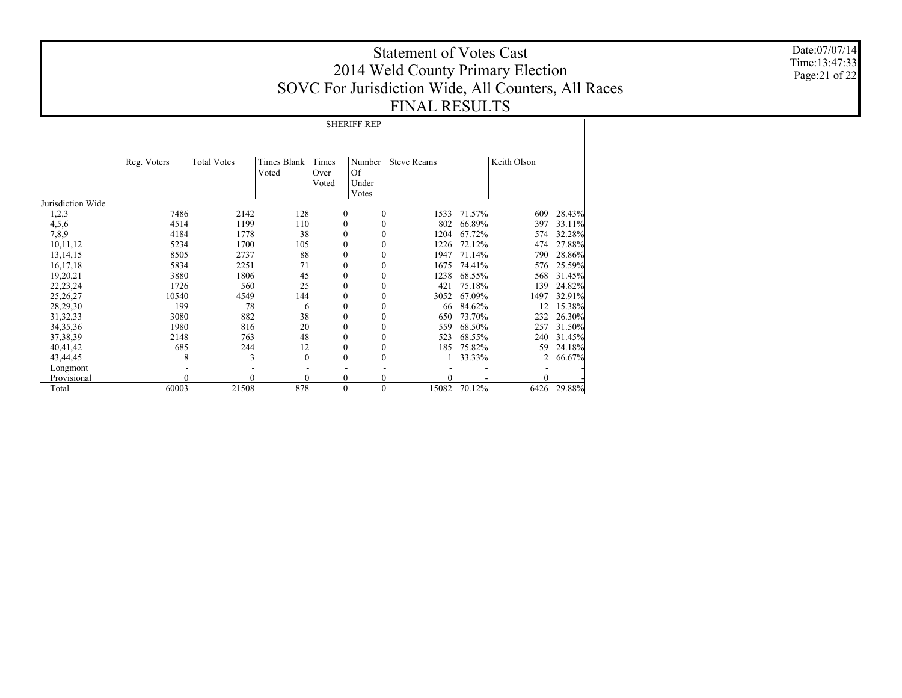# Statement of Votes Cast
## 2014 Weld County Primary Election
## SOVC For Jurisdiction Wide, All Counters, All Races
## FINAL RESULTS

Date:07/07/14
Time:13:47:33

| | SHERIFF REP | | | | | | | | |
|---|---|---|---|---|---|---|---|---|---|
| | Reg. Voters | Total Votes | Times Blank Voted | Times Over Voted | Number Of Under Votes | Steve Reams | | Keith Olson | |
| Jurisdiction Wide | | | | | | | | | |
| 1,2,3 | 7486 | 2142 | 128 | 0 | 0 | 1533 | 71.57% | 609 | 28.43% |
| 4,5,6 | 4514 | 1199 | 110 | 0 | 0 | 802 | 66.89% | 397 | 33.11% |
| 7,8,9 | 4184 | 1778 | 38 | 0 | 0 | 1204 | 67.72% | 574 | 32.28% |
| 10,11,12 | 5234 | 1700 | 105 | 0 | 0 | 1226 | 72.12% | 474 | 27.88% |
| 13,14,15 | 8505 | 2737 | 88 | 0 | 0 | 1947 | 71.14% | 790 | 28.86% |
| 16,17,18 | 5834 | 2251 | 71 | 0 | 0 | 1675 | 74.41% | 576 | 25.59% |
| 19,20,21 | 3880 | 1806 | 45 | 0 | 0 | 1238 | 68.55% | 568 | 31.45% |
| 22,23,24 | 1726 | 560 | 25 | 0 | 0 | 421 | 75.18% | 139 | 24.82% |
| 25,26,27 | 10540 | 4549 | 144 | 0 | 0 | 3052 | 67.09% | 1497 | 32.91% |
| 28,29,30 | 199 | 78 | 6 | 0 | 0 | 66 | 84.62% | 12 | 15.38% |
| 31,32,33 | 3080 | 882 | 38 | 0 | 0 | 650 | 73.70% | 232 | 26.30% |
| 34,35,36 | 1980 | 816 | 20 | 0 | 0 | 559 | 68.50% | 257 | 31.50% |
| 37,38,39 | 2148 | 763 | 48 | 0 | 0 | 523 | 68.55% | 240 | 31.45% |
| 40,41,42 | 685 | 244 | 12 | 0 | 0 | 185 | 75.82% | 59 | 24.18% |
| 43,44,45 | 8 | 3 | 0 | 0 | 0 | 1 | 33.33% | 2 | 66.67% |
| Longmont | - | - | - | - | - | - | - | - | - |
| Provisional | 0 | 0 | 0 | 0 | 0 | 0 | - | 0 | - |
| Total | 60003 | 21508 | 878 | 0 | 0 | 15082 | 70.12% | 6426 | 29.88% |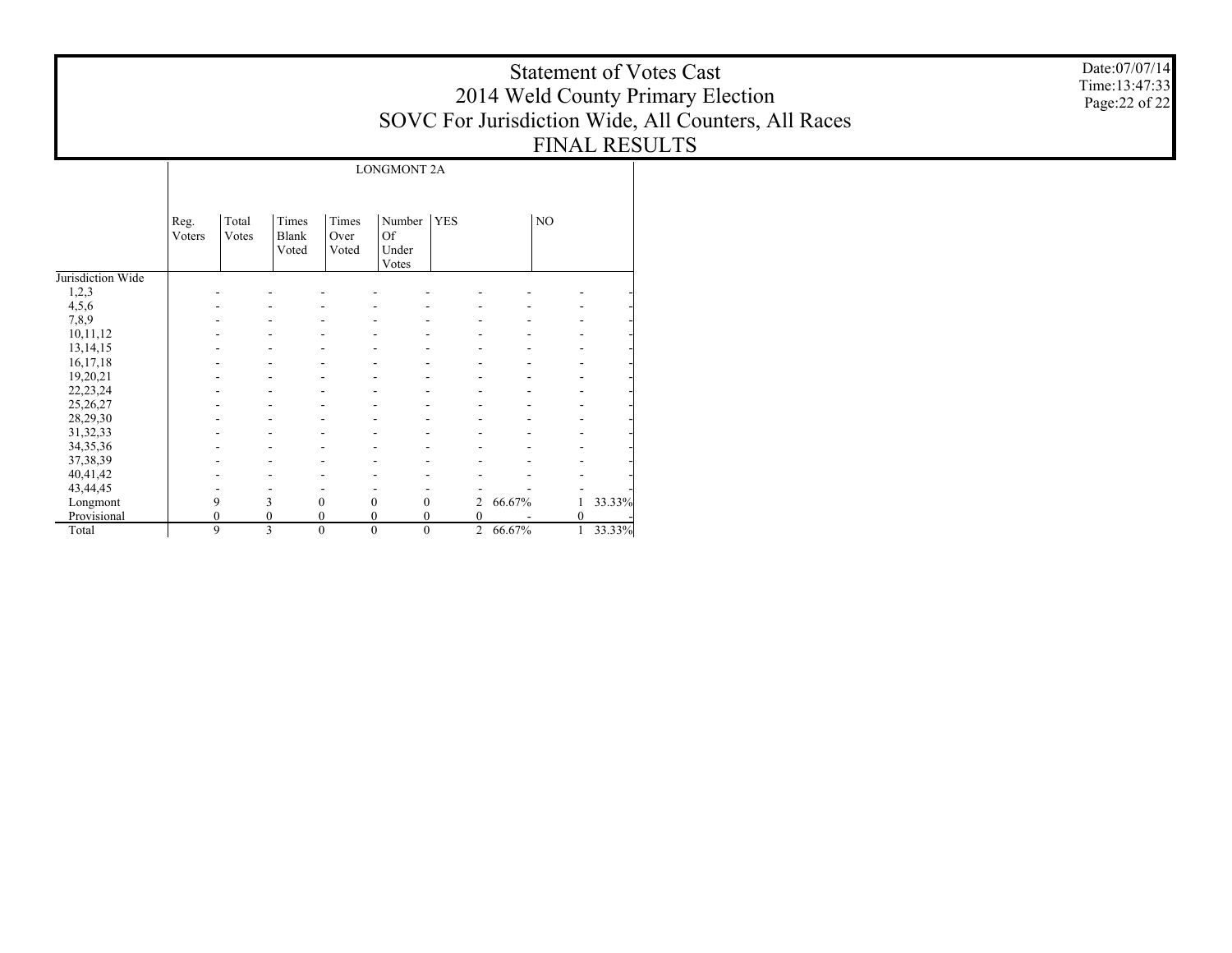# Statement of Votes Cast
## 2014 Weld County Primary Election
## SOVC For Jurisdiction Wide, All Counters, All Races
## FINAL RESULTS

Date:07/07/14
Time:13:47:33

| | LONGMONT 2A | | | | | | | | |
|---|---|---|---|---|---|---|---|---|---|
| | Reg. Voters | Total Votes | Times Blank Voted | Times Over Voted | Number Of Under Votes | YES | | NO | |
| Jurisdiction Wide | | | | | | | | | |
| 1,2,3 | - | - | - | - | - | - | - | - | - |
| 4,5,6 | - | - | - | - | - | - | - | - | - |
| 7,8,9 | - | - | - | - | - | - | - | - | - |
| 10,11,12 | - | - | - | - | - | - | - | - | - |
| 13,14,15 | - | - | - | - | - | - | - | - | - |
| 16,17,18 | - | - | - | - | - | - | - | - | - |
| 19,20,21 | - | - | - | - | - | - | - | - | - |
| 22,23,24 | - | - | - | - | - | - | - | - | - |
| 25,26,27 | - | - | - | - | - | - | - | - | - |
| 28,29,30 | - | - | - | - | - | - | - | - | - |
| 31,32,33 | - | - | - | - | - | - | - | - | - |
| 34,35,36 | - | - | - | - | - | - | - | - | - |
| 37,38,39 | - | - | - | - | - | - | - | - | - |
| 40,41,42 | - | - | - | - | - | - | - | - | - |
| 43,44,45 | - | - | - | - | - | - | - | - | - |
| Longmont | 9 | 3 | 0 | 0 | 0 | 2 | 66.67% | 1 | 33.33% |
| Provisional | 0 | 0 | 0 | 0 | 0 | 0 | - | 0 | - |
| Total | 9 | 3 | 0 | 0 | 0 | 2 | 66.67% | 1 | 33.33% |